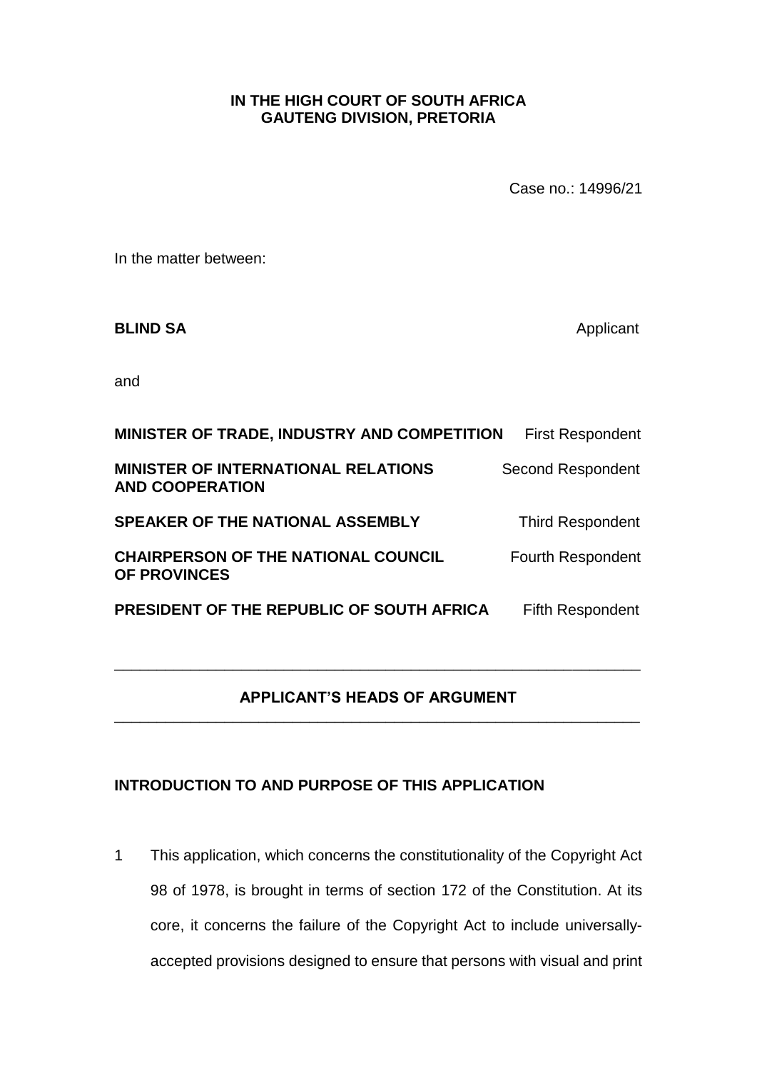**IN THE HIGH COURT OF SOUTH AFRICA**
**GAUTENG DIVISION, PRETORIA**

Case no.: 14996/21

In the matter between:

| | |
|---|---|
| **BLIND SA** | Applicant |
| and | |
| **MINISTER OF TRADE, INDUSTRY AND COMPETITION** | First Respondent |
| **MINISTER OF INTERNATIONAL RELATIONS AND COOPERATION** | Second Respondent |
| **SPEAKER OF THE NATIONAL ASSEMBLY** | Third Respondent |
| **CHAIRPERSON OF THE NATIONAL COUNCIL OF PROVINCES** | Fourth Respondent |
| **PRESIDENT OF THE REPUBLIC OF SOUTH AFRICA** | Fifth Respondent |

---

## APPLICANT'S HEADS OF ARGUMENT

---

### INTRODUCTION TO AND PURPOSE OF THIS APPLICATION

1 This application, which concerns the constitutionality of the Copyright Act 98 of 1978, is brought in terms of section 172 of the Constitution. At its core, it concerns the failure of the Copyright Act to include universally-accepted provisions designed to ensure that persons with visual and print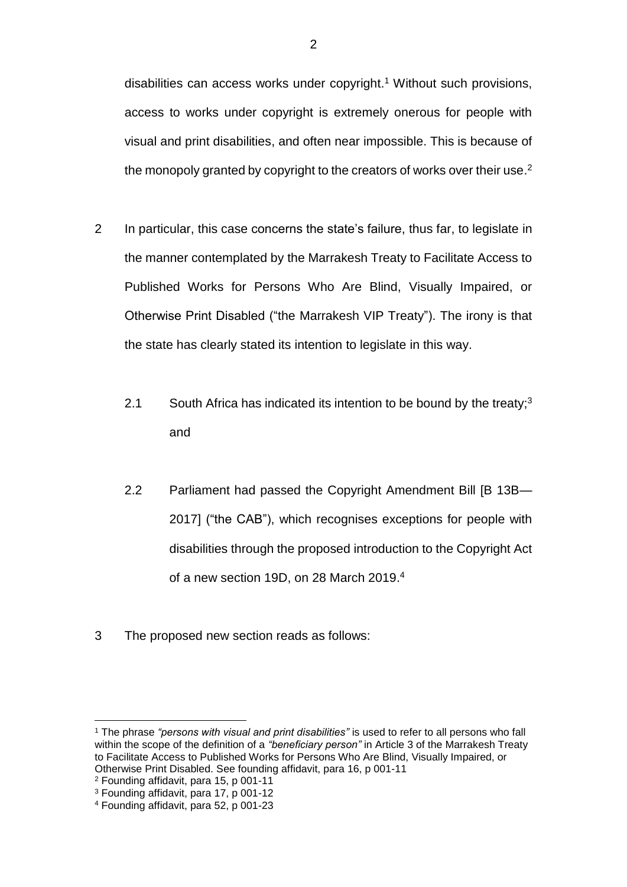disabilities can access works under copyright.[1] Without such provisions, access to works under copyright is extremely onerous for people with visual and print disabilities, and often near impossible. This is because of the monopoly granted by copyright to the creators of works over their use.[2]

2 In particular, this case concerns the state's failure, thus far, to legislate in the manner contemplated by the Marrakesh Treaty to Facilitate Access to Published Works for Persons Who Are Blind, Visually Impaired, or Otherwise Print Disabled ("the Marrakesh VIP Treaty"). The irony is that the state has clearly stated its intention to legislate in this way.

2.1 South Africa has indicated its intention to be bound by the treaty;[3] and

2.2 Parliament had passed the Copyright Amendment Bill [B 13B—2017] ("the CAB"), which recognises exceptions for people with disabilities through the proposed introduction to the Copyright Act of a new section 19D, on 28 March 2019.[4]

3 The proposed new section reads as follows:

---

[1] The phrase *"persons with visual and print disabilities"* is used to refer to all persons who fall within the scope of the definition of a *"beneficiary person"* in Article 3 of the Marrakesh Treaty to Facilitate Access to Published Works for Persons Who Are Blind, Visually Impaired, or Otherwise Print Disabled. See founding affidavit, para 16, p 001-11

[2] Founding affidavit, para 15, p 001-11

[3] Founding affidavit, para 17, p 001-12

[4] Founding affidavit, para 52, p 001-23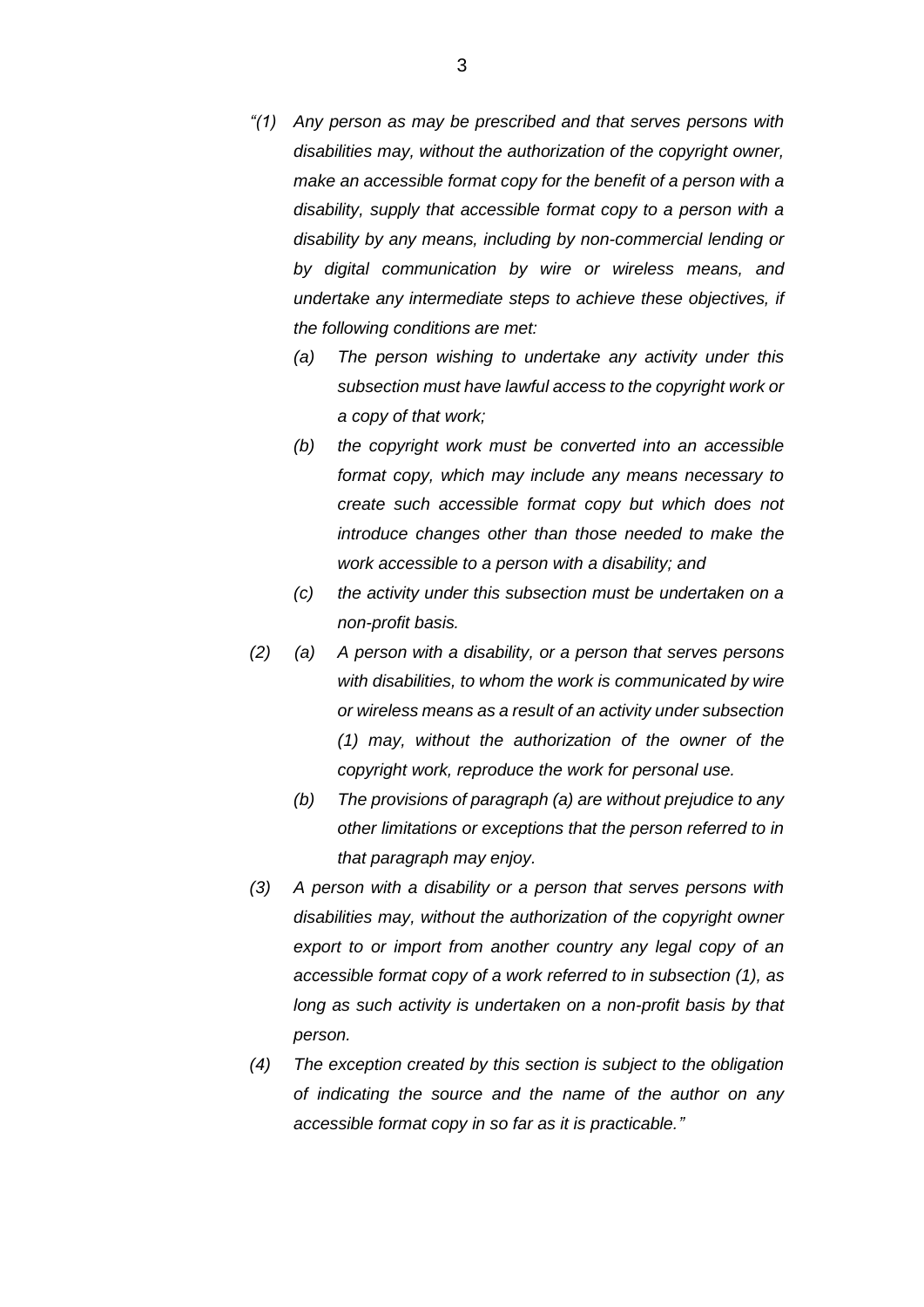*"(1) Any person as may be prescribed and that serves persons with disabilities may, without the authorization of the copyright owner, make an accessible format copy for the benefit of a person with a disability, supply that accessible format copy to a person with a disability by any means, including by non-commercial lending or by digital communication by wire or wireless means, and undertake any intermediate steps to achieve these objectives, if the following conditions are met:*

*(a) The person wishing to undertake any activity under this subsection must have lawful access to the copyright work or a copy of that work;*

*(b) the copyright work must be converted into an accessible format copy, which may include any means necessary to create such accessible format copy but which does not introduce changes other than those needed to make the work accessible to a person with a disability; and*

*(c) the activity under this subsection must be undertaken on a non-profit basis.*

*(2) (a) A person with a disability, or a person that serves persons with disabilities, to whom the work is communicated by wire or wireless means as a result of an activity under subsection (1) may, without the authorization of the owner of the copyright work, reproduce the work for personal use.*

*(b) The provisions of paragraph (a) are without prejudice to any other limitations or exceptions that the person referred to in that paragraph may enjoy.*

*(3) A person with a disability or a person that serves persons with disabilities may, without the authorization of the copyright owner export to or import from another country any legal copy of an accessible format copy of a work referred to in subsection (1), as long as such activity is undertaken on a non-profit basis by that person.*

*(4) The exception created by this section is subject to the obligation of indicating the source and the name of the author on any accessible format copy in so far as it is practicable."*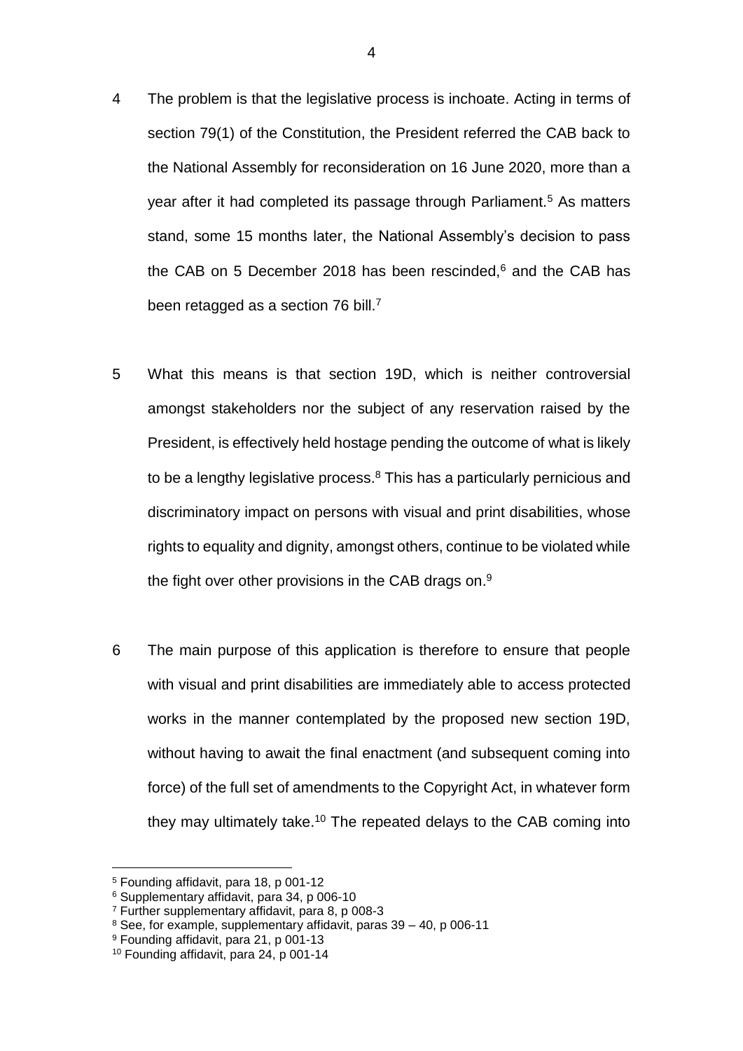4 The problem is that the legislative process is inchoate. Acting in terms of section 79(1) of the Constitution, the President referred the CAB back to the National Assembly for reconsideration on 16 June 2020, more than a year after it had completed its passage through Parliament.[5] As matters stand, some 15 months later, the National Assembly's decision to pass the CAB on 5 December 2018 has been rescinded,[6] and the CAB has been retagged as a section 76 bill.[7]

5 What this means is that section 19D, which is neither controversial amongst stakeholders nor the subject of any reservation raised by the President, is effectively held hostage pending the outcome of what is likely to be a lengthy legislative process.[8] This has a particularly pernicious and discriminatory impact on persons with visual and print disabilities, whose rights to equality and dignity, amongst others, continue to be violated while the fight over other provisions in the CAB drags on.[9]

6 The main purpose of this application is therefore to ensure that people with visual and print disabilities are immediately able to access protected works in the manner contemplated by the proposed new section 19D, without having to await the final enactment (and subsequent coming into force) of the full set of amendments to the Copyright Act, in whatever form they may ultimately take.[10] The repeated delays to the CAB coming into

---

[5] Founding affidavit, para 18, p 001-12

[6] Supplementary affidavit, para 34, p 006-10

[7] Further supplementary affidavit, para 8, p 008-3

[8] See, for example, supplementary affidavit, paras 39 – 40, p 006-11

[9] Founding affidavit, para 21, p 001-13

[10] Founding affidavit, para 24, p 001-14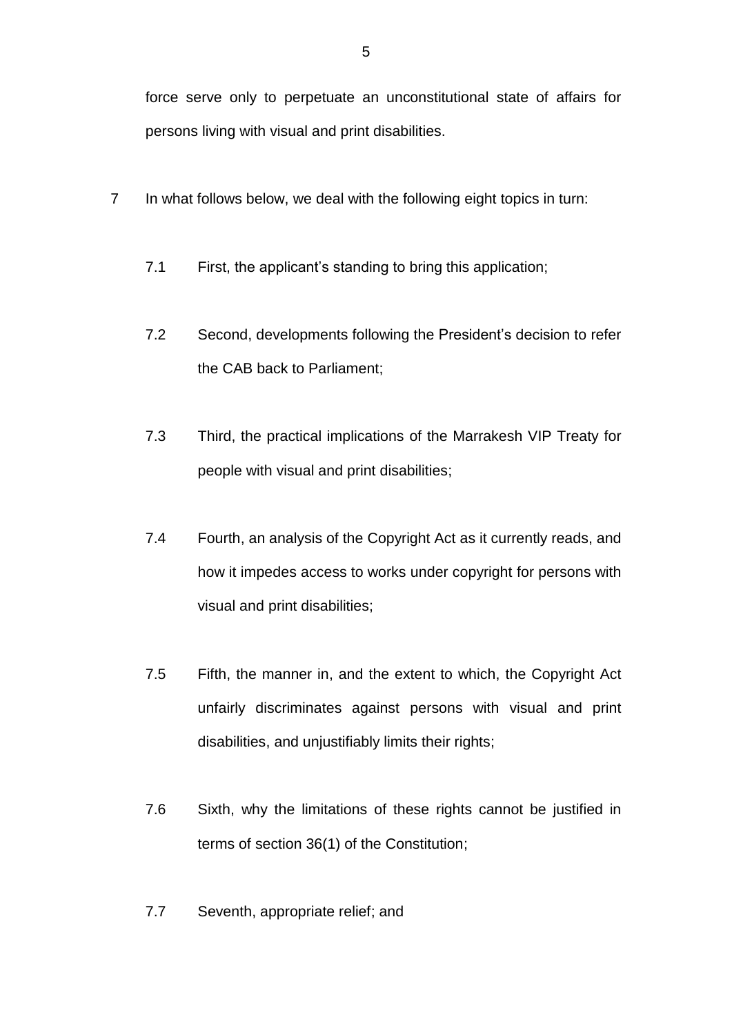force serve only to perpetuate an unconstitutional state of affairs for persons living with visual and print disabilities.

7 In what follows below, we deal with the following eight topics in turn:

7.1 First, the applicant's standing to bring this application;

7.2 Second, developments following the President's decision to refer the CAB back to Parliament;

7.3 Third, the practical implications of the Marrakesh VIP Treaty for people with visual and print disabilities;

7.4 Fourth, an analysis of the Copyright Act as it currently reads, and how it impedes access to works under copyright for persons with visual and print disabilities;

7.5 Fifth, the manner in, and the extent to which, the Copyright Act unfairly discriminates against persons with visual and print disabilities, and unjustifiably limits their rights;

7.6 Sixth, why the limitations of these rights cannot be justified in terms of section 36(1) of the Constitution;

7.7 Seventh, appropriate relief; and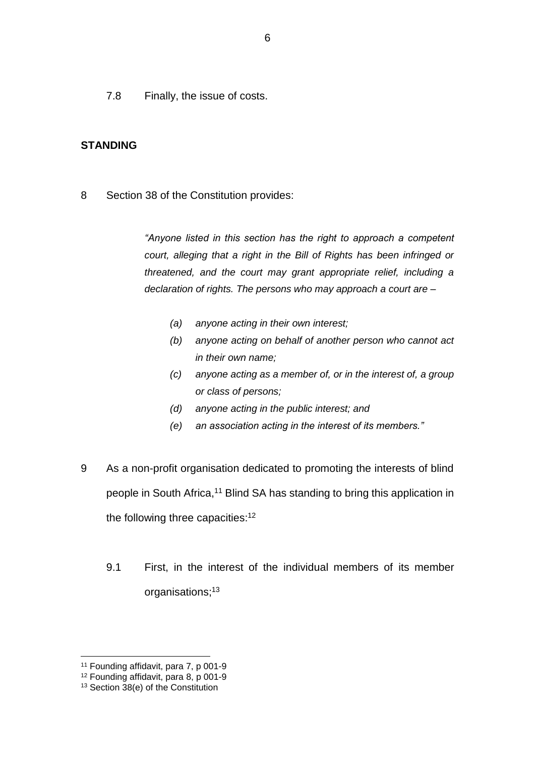7.8 Finally, the issue of costs.

**STANDING**

8 Section 38 of the Constitution provides:

> *"Anyone listed in this section has the right to approach a competent court, alleging that a right in the Bill of Rights has been infringed or threatened, and the court may grant appropriate relief, including a declaration of rights. The persons who may approach a court are –*
>
> *(a) anyone acting in their own interest;*
>
> *(b) anyone acting on behalf of another person who cannot act in their own name;*
>
> *(c) anyone acting as a member of, or in the interest of, a group or class of persons;*
>
> *(d) anyone acting in the public interest; and*
>
> *(e) an association acting in the interest of its members."*

9 As a non-profit organisation dedicated to promoting the interests of blind people in South Africa,[11] Blind SA has standing to bring this application in the following three capacities:[12]

9.1 First, in the interest of the individual members of its member organisations;[13]

---

[11] Founding affidavit, para 7, p 001-9

[12] Founding affidavit, para 8, p 001-9

[13] Section 38(e) of the Constitution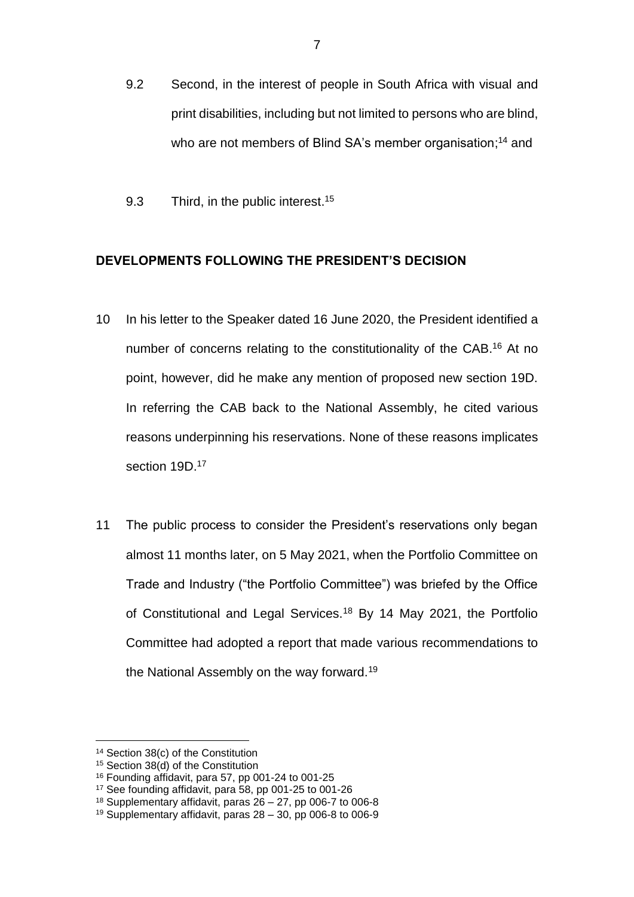9.2 Second, in the interest of people in South Africa with visual and print disabilities, including but not limited to persons who are blind, who are not members of Blind SA's member organisation;[14] and

9.3 Third, in the public interest.[15]

## DEVELOPMENTS FOLLOWING THE PRESIDENT'S DECISION

10 In his letter to the Speaker dated 16 June 2020, the President identified a number of concerns relating to the constitutionality of the CAB.[16] At no point, however, did he make any mention of proposed new section 19D. In referring the CAB back to the National Assembly, he cited various reasons underpinning his reservations. None of these reasons implicates section 19D.[17]

11 The public process to consider the President's reservations only began almost 11 months later, on 5 May 2021, when the Portfolio Committee on Trade and Industry ("the Portfolio Committee") was briefed by the Office of Constitutional and Legal Services.[18] By 14 May 2021, the Portfolio Committee had adopted a report that made various recommendations to the National Assembly on the way forward.[19]

---

[14] Section 38(c) of the Constitution

[15] Section 38(d) of the Constitution

[16] Founding affidavit, para 57, pp 001-24 to 001-25

[17] See founding affidavit, para 58, pp 001-25 to 001-26

[18] Supplementary affidavit, paras 26 – 27, pp 006-7 to 006-8

[19] Supplementary affidavit, paras 28 – 30, pp 006-8 to 006-9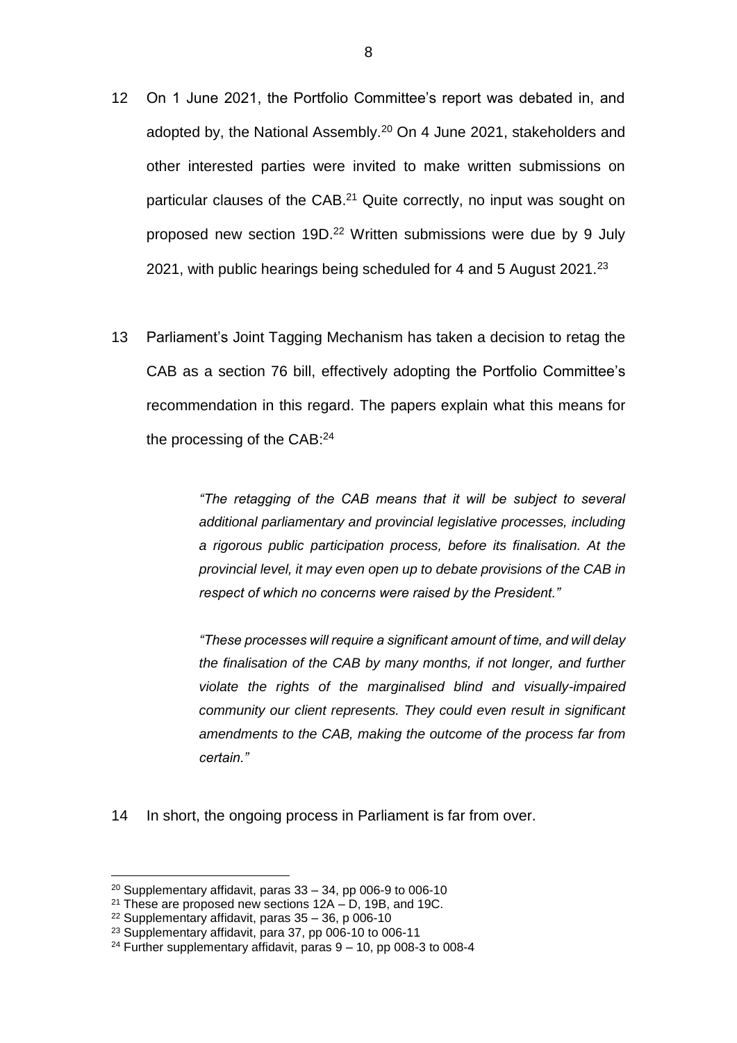12 On 1 June 2021, the Portfolio Committee's report was debated in, and adopted by, the National Assembly.[20] On 4 June 2021, stakeholders and other interested parties were invited to make written submissions on particular clauses of the CAB.[21] Quite correctly, no input was sought on proposed new section 19D.[22] Written submissions were due by 9 July 2021, with public hearings being scheduled for 4 and 5 August 2021.[23]

13 Parliament's Joint Tagging Mechanism has taken a decision to retag the CAB as a section 76 bill, effectively adopting the Portfolio Committee's recommendation in this regard. The papers explain what this means for the processing of the CAB:[24]

> *"The retagging of the CAB means that it will be subject to several additional parliamentary and provincial legislative processes, including a rigorous public participation process, before its finalisation. At the provincial level, it may even open up to debate provisions of the CAB in respect of which no concerns were raised by the President."*
>
> *"These processes will require a significant amount of time, and will delay the finalisation of the CAB by many months, if not longer, and further violate the rights of the marginalised blind and visually-impaired community our client represents. They could even result in significant amendments to the CAB, making the outcome of the process far from certain."*

14 In short, the ongoing process in Parliament is far from over.

---

[20] Supplementary affidavit, paras 33 – 34, pp 006-9 to 006-10

[21] These are proposed new sections 12A – D, 19B, and 19C.

[22] Supplementary affidavit, paras 35 – 36, p 006-10

[23] Supplementary affidavit, para 37, pp 006-10 to 006-11

[24] Further supplementary affidavit, paras 9 – 10, pp 008-3 to 008-4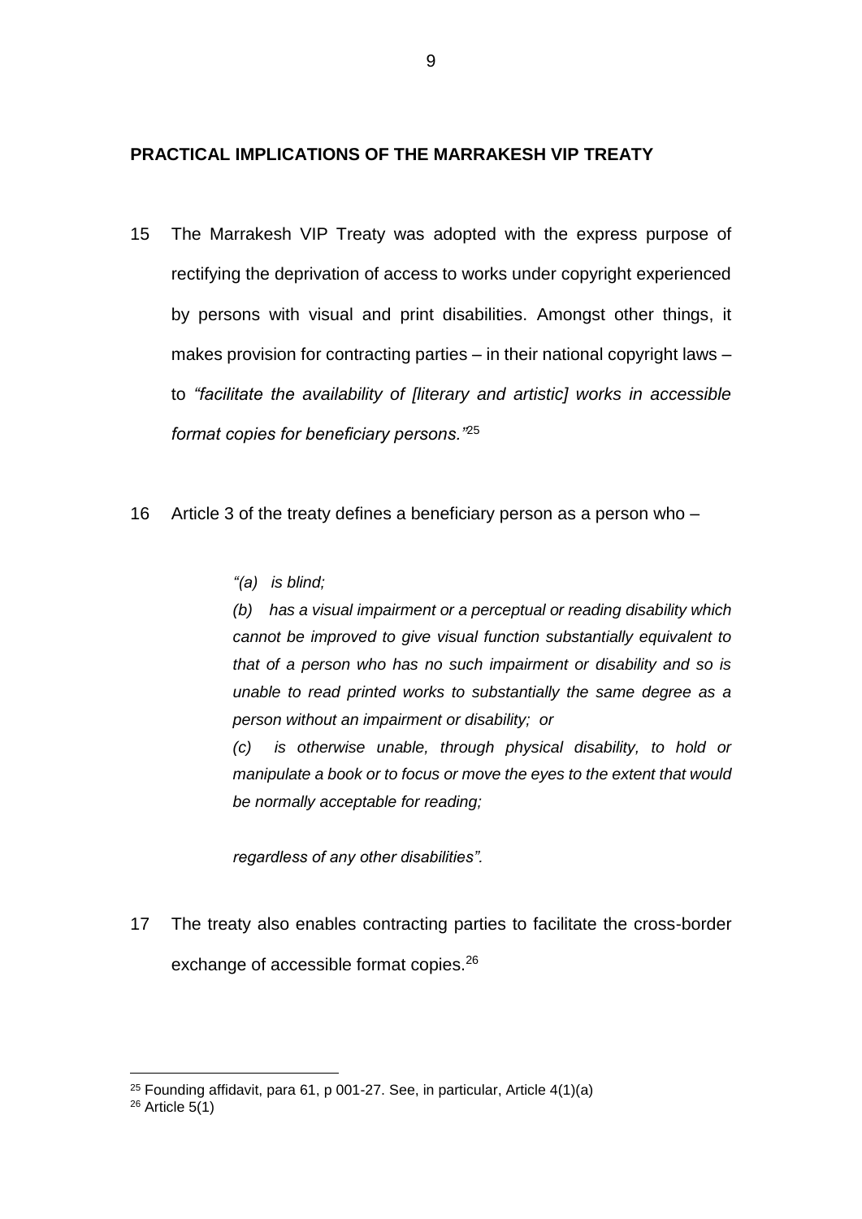**PRACTICAL IMPLICATIONS OF THE MARRAKESH VIP TREATY**

15 The Marrakesh VIP Treaty was adopted with the express purpose of rectifying the deprivation of access to works under copyright experienced by persons with visual and print disabilities. Amongst other things, it makes provision for contracting parties – in their national copyright laws – to *"facilitate the availability of [literary and artistic] works in accessible format copies for beneficiary persons."*[25]

16 Article 3 of the treaty defines a beneficiary person as a person who –

> *"(a) is blind;*
>
> *(b) has a visual impairment or a perceptual or reading disability which cannot be improved to give visual function substantially equivalent to that of a person who has no such impairment or disability and so is unable to read printed works to substantially the same degree as a person without an impairment or disability; or*
>
> *(c) is otherwise unable, through physical disability, to hold or manipulate a book or to focus or move the eyes to the extent that would be normally acceptable for reading;*
>
> *regardless of any other disabilities".*

17 The treaty also enables contracting parties to facilitate the cross-border exchange of accessible format copies.[26]

---

[25] Founding affidavit, para 61, p 001-27. See, in particular, Article 4(1)(a)

[26] Article 5(1)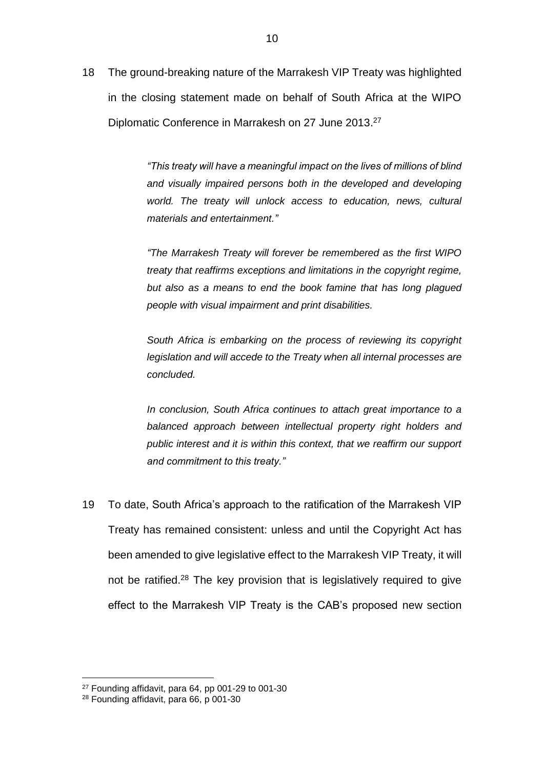18 The ground-breaking nature of the Marrakesh VIP Treaty was highlighted in the closing statement made on behalf of South Africa at the WIPO Diplomatic Conference in Marrakesh on 27 June 2013.[27]

> *"This treaty will have a meaningful impact on the lives of millions of blind and visually impaired persons both in the developed and developing world. The treaty will unlock access to education, news, cultural materials and entertainment."*
>
> *"The Marrakesh Treaty will forever be remembered as the first WIPO treaty that reaffirms exceptions and limitations in the copyright regime, but also as a means to end the book famine that has long plagued people with visual impairment and print disabilities.*
>
> *South Africa is embarking on the process of reviewing its copyright legislation and will accede to the Treaty when all internal processes are concluded.*
>
> *In conclusion, South Africa continues to attach great importance to a balanced approach between intellectual property right holders and public interest and it is within this context, that we reaffirm our support and commitment to this treaty."*

19 To date, South Africa's approach to the ratification of the Marrakesh VIP Treaty has remained consistent: unless and until the Copyright Act has been amended to give legislative effect to the Marrakesh VIP Treaty, it will not be ratified.[28] The key provision that is legislatively required to give effect to the Marrakesh VIP Treaty is the CAB's proposed new section

---

[27] Founding affidavit, para 64, pp 001-29 to 001-30

[28] Founding affidavit, para 66, p 001-30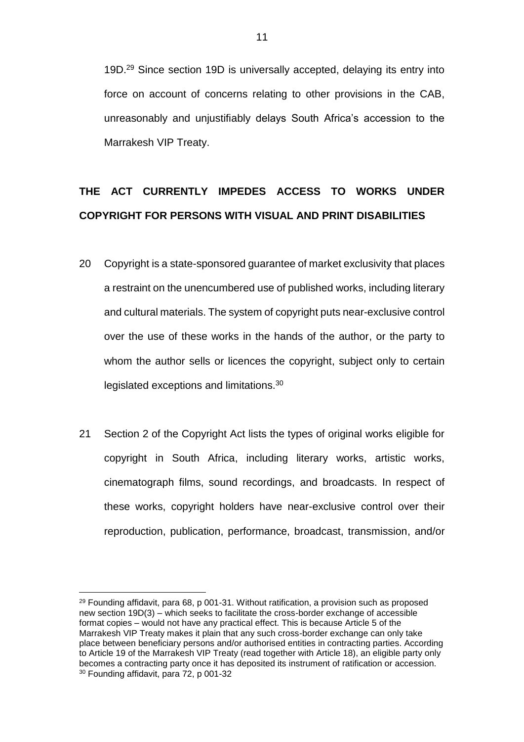19D.[29] Since section 19D is universally accepted, delaying its entry into force on account of concerns relating to other provisions in the CAB, unreasonably and unjustifiably delays South Africa's accession to the Marrakesh VIP Treaty.

## THE ACT CURRENTLY IMPEDES ACCESS TO WORKS UNDER COPYRIGHT FOR PERSONS WITH VISUAL AND PRINT DISABILITIES

20 Copyright is a state-sponsored guarantee of market exclusivity that places a restraint on the unencumbered use of published works, including literary and cultural materials. The system of copyright puts near-exclusive control over the use of these works in the hands of the author, or the party to whom the author sells or licences the copyright, subject only to certain legislated exceptions and limitations.[30]

21 Section 2 of the Copyright Act lists the types of original works eligible for copyright in South Africa, including literary works, artistic works, cinematograph films, sound recordings, and broadcasts. In respect of these works, copyright holders have near-exclusive control over their reproduction, publication, performance, broadcast, transmission, and/or

---

[29] Founding affidavit, para 68, p 001-31. Without ratification, a provision such as proposed new section 19D(3) – which seeks to facilitate the cross-border exchange of accessible format copies – would not have any practical effect. This is because Article 5 of the Marrakesh VIP Treaty makes it plain that any such cross-border exchange can only take place between beneficiary persons and/or authorised entities in contracting parties. According to Article 19 of the Marrakesh VIP Treaty (read together with Article 18), an eligible party only becomes a contracting party once it has deposited its instrument of ratification or accession.

[30] Founding affidavit, para 72, p 001-32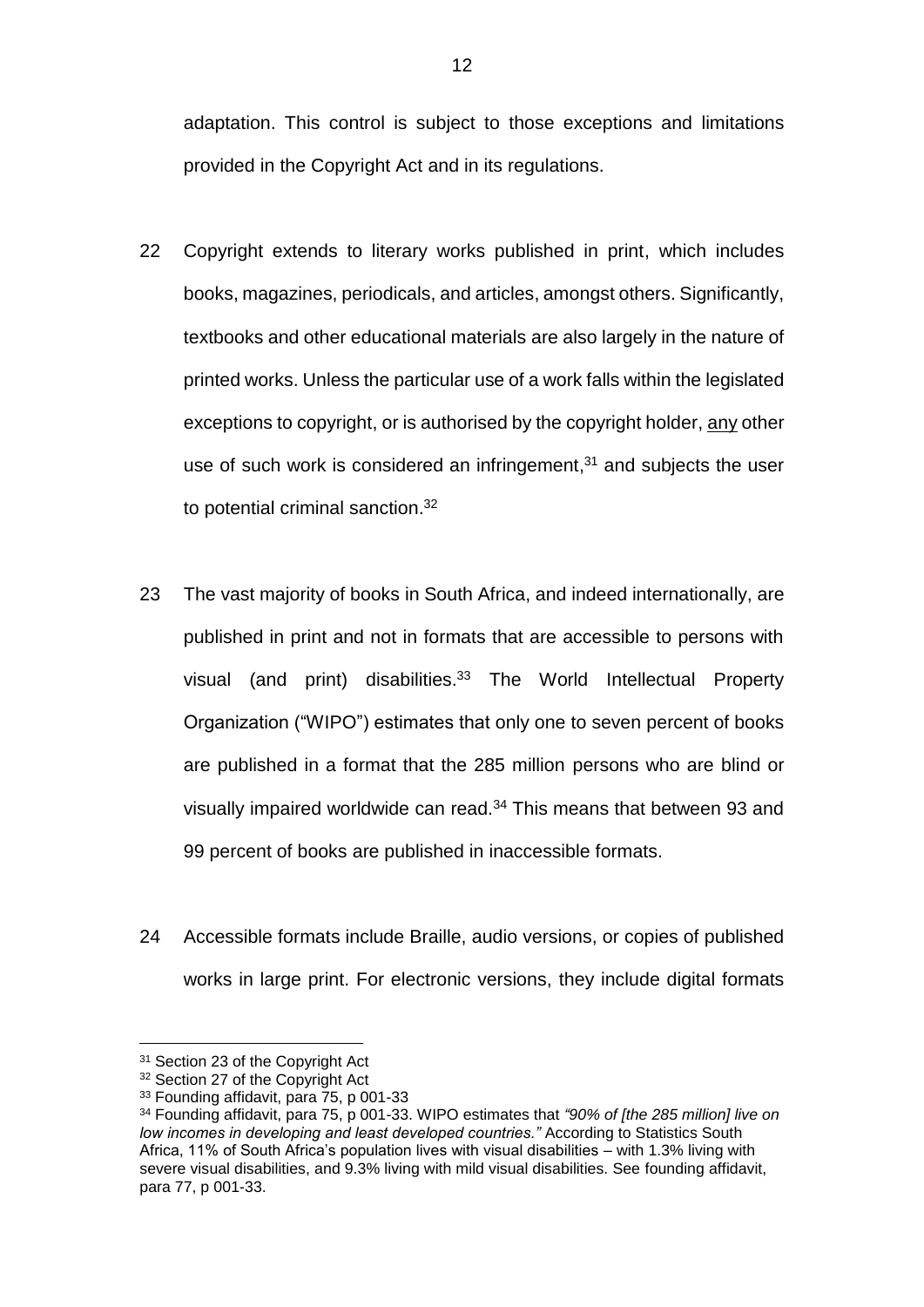adaptation. This control is subject to those exceptions and limitations provided in the Copyright Act and in its regulations.

22 Copyright extends to literary works published in print, which includes books, magazines, periodicals, and articles, amongst others. Significantly, textbooks and other educational materials are also largely in the nature of printed works. Unless the particular use of a work falls within the legislated exceptions to copyright, or is authorised by the copyright holder, <u>any</u> other use of such work is considered an infringement,[31] and subjects the user to potential criminal sanction.[32]

23 The vast majority of books in South Africa, and indeed internationally, are published in print and not in formats that are accessible to persons with visual (and print) disabilities.[33] The World Intellectual Property Organization ("WIPO") estimates that only one to seven percent of books are published in a format that the 285 million persons who are blind or visually impaired worldwide can read.[34] This means that between 93 and 99 percent of books are published in inaccessible formats.

24 Accessible formats include Braille, audio versions, or copies of published works in large print. For electronic versions, they include digital formats

---

[31] Section 23 of the Copyright Act

[32] Section 27 of the Copyright Act

[33] Founding affidavit, para 75, p 001-33

[34] Founding affidavit, para 75, p 001-33. WIPO estimates that *"90% of [the 285 million] live on low incomes in developing and least developed countries."* According to Statistics South Africa, 11% of South Africa's population lives with visual disabilities – with 1.3% living with severe visual disabilities, and 9.3% living with mild visual disabilities. See founding affidavit, para 77, p 001-33.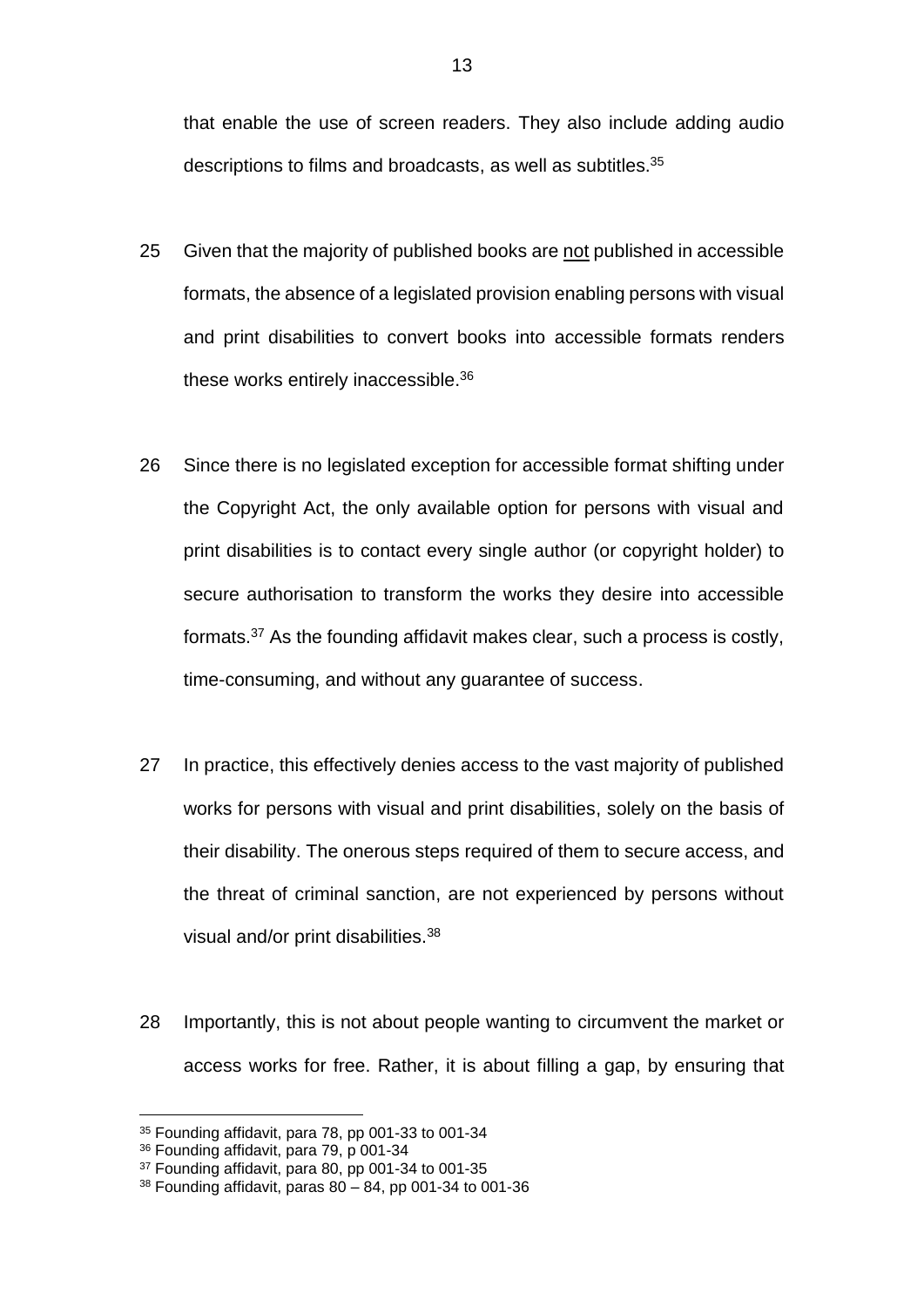that enable the use of screen readers. They also include adding audio descriptions to films and broadcasts, as well as subtitles.[35]

25 Given that the majority of published books are <u>not</u> published in accessible formats, the absence of a legislated provision enabling persons with visual and print disabilities to convert books into accessible formats renders these works entirely inaccessible.[36]

26 Since there is no legislated exception for accessible format shifting under the Copyright Act, the only available option for persons with visual and print disabilities is to contact every single author (or copyright holder) to secure authorisation to transform the works they desire into accessible formats.[37] As the founding affidavit makes clear, such a process is costly, time-consuming, and without any guarantee of success.

27 In practice, this effectively denies access to the vast majority of published works for persons with visual and print disabilities, solely on the basis of their disability. The onerous steps required of them to secure access, and the threat of criminal sanction, are not experienced by persons without visual and/or print disabilities.[38]

28 Importantly, this is not about people wanting to circumvent the market or access works for free. Rather, it is about filling a gap, by ensuring that

---

[35] Founding affidavit, para 78, pp 001-33 to 001-34

[36] Founding affidavit, para 79, p 001-34

[37] Founding affidavit, para 80, pp 001-34 to 001-35

[38] Founding affidavit, paras 80 – 84, pp 001-34 to 001-36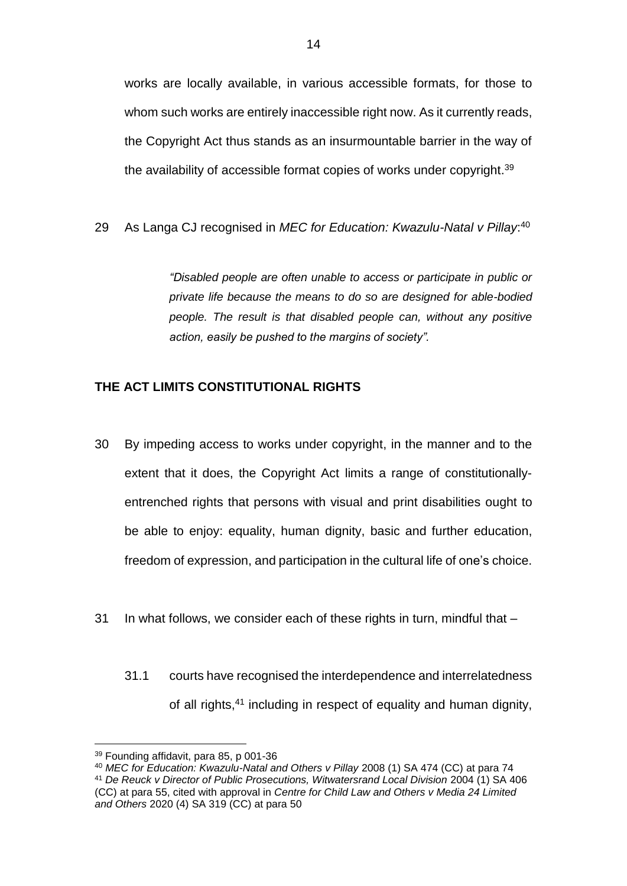works are locally available, in various accessible formats, for those to whom such works are entirely inaccessible right now. As it currently reads, the Copyright Act thus stands as an insurmountable barrier in the way of the availability of accessible format copies of works under copyright.[39]

29 As Langa CJ recognised in *MEC for Education: Kwazulu-Natal v Pillay*:[40]

> *"Disabled people are often unable to access or participate in public or private life because the means to do so are designed for able-bodied people. The result is that disabled people can, without any positive action, easily be pushed to the margins of society".*

**THE ACT LIMITS CONSTITUTIONAL RIGHTS**

30 By impeding access to works under copyright, in the manner and to the extent that it does, the Copyright Act limits a range of constitutionally-entrenched rights that persons with visual and print disabilities ought to be able to enjoy: equality, human dignity, basic and further education, freedom of expression, and participation in the cultural life of one's choice.

31 In what follows, we consider each of these rights in turn, mindful that –

31.1 courts have recognised the interdependence and interrelatedness of all rights,[41] including in respect of equality and human dignity,

---

[39] Founding affidavit, para 85, p 001-36

[40] *MEC for Education: Kwazulu-Natal and Others v Pillay* 2008 (1) SA 474 (CC) at para 74

[41] *De Reuck v Director of Public Prosecutions, Witwatersrand Local Division* 2004 (1) SA 406 (CC) at para 55, cited with approval in *Centre for Child Law and Others v Media 24 Limited and Others* 2020 (4) SA 319 (CC) at para 50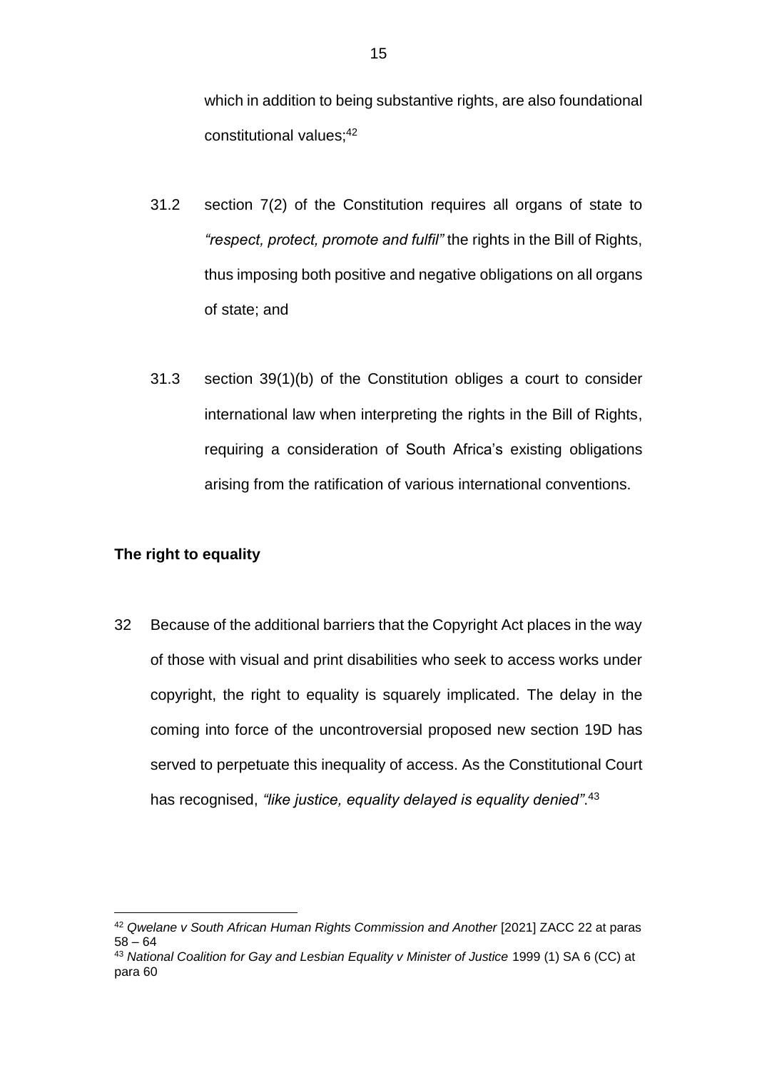which in addition to being substantive rights, are also foundational constitutional values;[42]

31.2 section 7(2) of the Constitution requires all organs of state to *"respect, protect, promote and fulfil"* the rights in the Bill of Rights, thus imposing both positive and negative obligations on all organs of state; and

31.3 section 39(1)(b) of the Constitution obliges a court to consider international law when interpreting the rights in the Bill of Rights, requiring a consideration of South Africa's existing obligations arising from the ratification of various international conventions.

**The right to equality**

32 Because of the additional barriers that the Copyright Act places in the way of those with visual and print disabilities who seek to access works under copyright, the right to equality is squarely implicated. The delay in the coming into force of the uncontroversial proposed new section 19D has served to perpetuate this inequality of access. As the Constitutional Court has recognised, *"like justice, equality delayed is equality denied"*.[43]

---

[42] *Qwelane v South African Human Rights Commission and Another* [2021] ZACC 22 at paras 58 – 64

[43] *National Coalition for Gay and Lesbian Equality v Minister of Justice* 1999 (1) SA 6 (CC) at para 60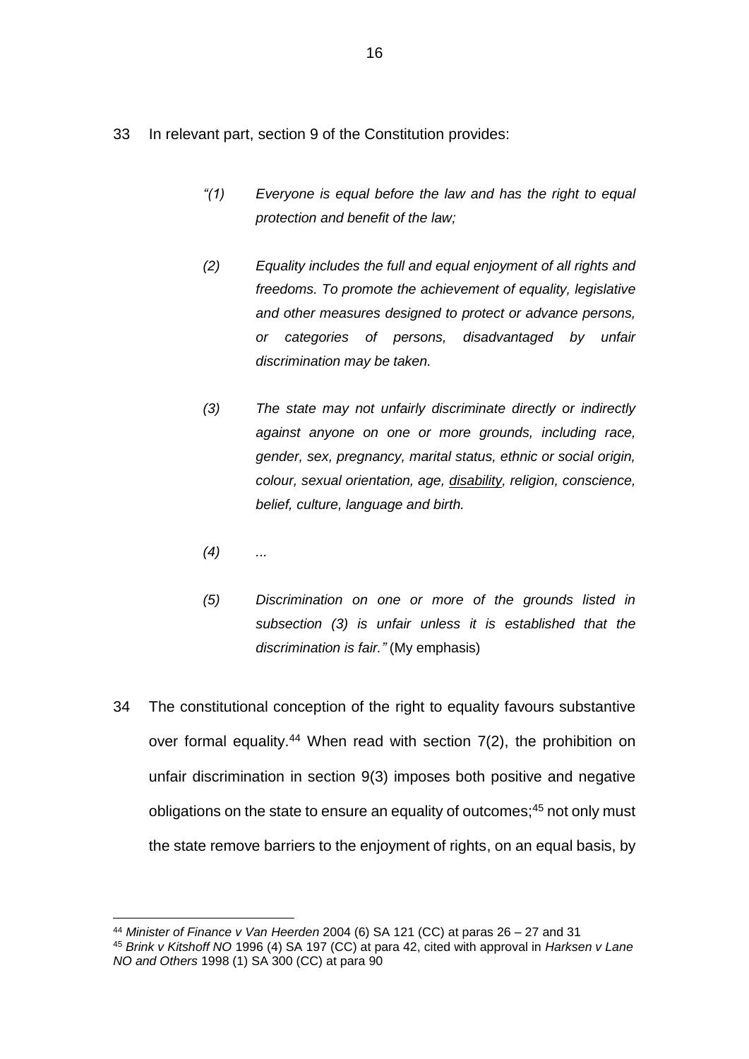33 In relevant part, section 9 of the Constitution provides:

> *"(1) Everyone is equal before the law and has the right to equal protection and benefit of the law;*
>
> *(2) Equality includes the full and equal enjoyment of all rights and freedoms. To promote the achievement of equality, legislative and other measures designed to protect or advance persons, or categories of persons, disadvantaged by unfair discrimination may be taken.*
>
> *(3) The state may not unfairly discriminate directly or indirectly against anyone on one or more grounds, including race, gender, sex, pregnancy, marital status, ethnic or social origin, colour, sexual orientation, age, <u>disability</u>, religion, conscience, belief, culture, language and birth.*
>
> *(4) ...*
>
> *(5) Discrimination on one or more of the grounds listed in subsection (3) is unfair unless it is established that the discrimination is fair."* (My emphasis)

34 The constitutional conception of the right to equality favours substantive over formal equality.[44] When read with section 7(2), the prohibition on unfair discrimination in section 9(3) imposes both positive and negative obligations on the state to ensure an equality of outcomes;[45] not only must the state remove barriers to the enjoyment of rights, on an equal basis, by

---

[44] *Minister of Finance v Van Heerden* 2004 (6) SA 121 (CC) at paras 26 – 27 and 31

[45] *Brink v Kitshoff NO* 1996 (4) SA 197 (CC) at para 42, cited with approval in *Harksen v Lane NO and Others* 1998 (1) SA 300 (CC) at para 90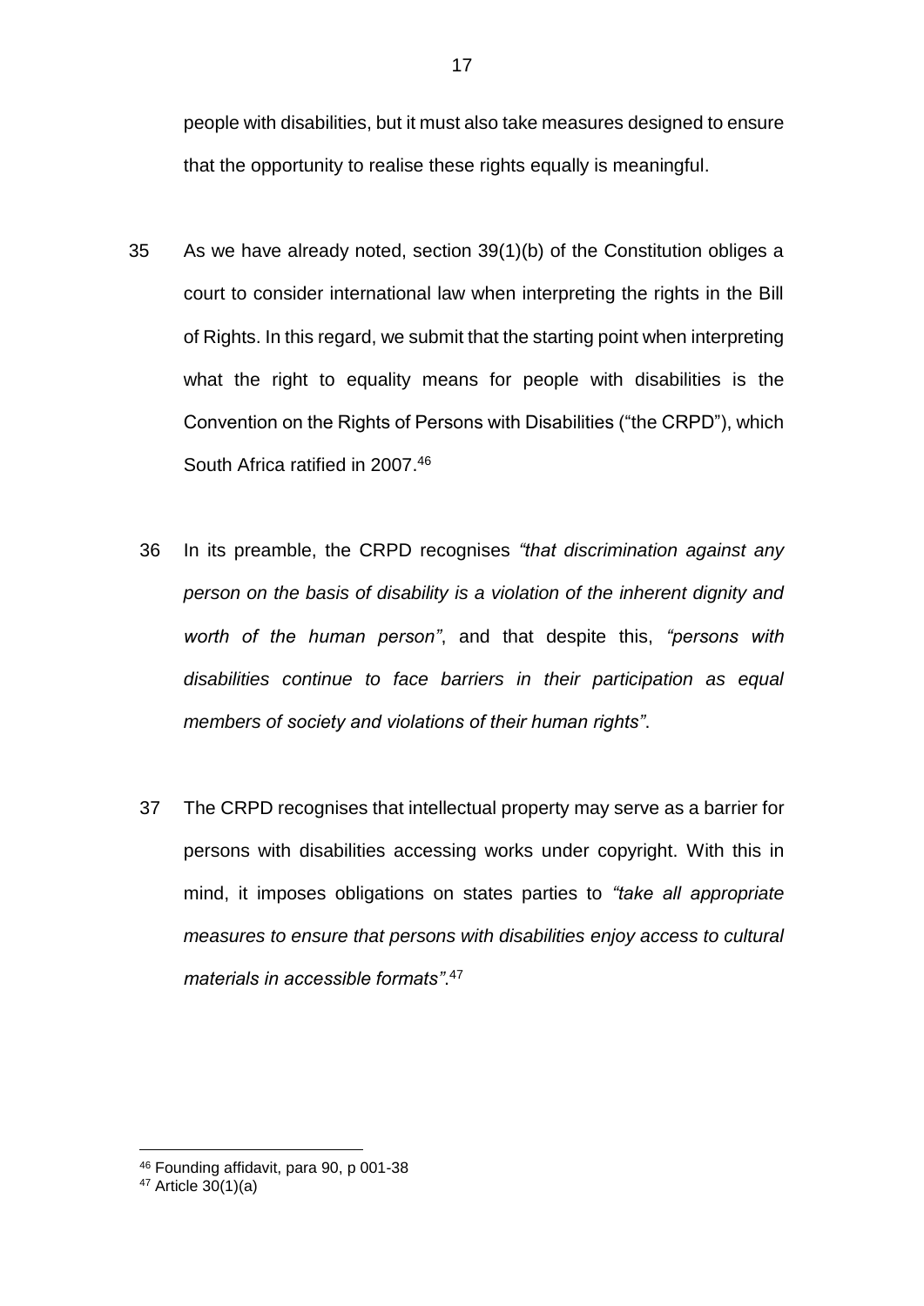people with disabilities, but it must also take measures designed to ensure that the opportunity to realise these rights equally is meaningful.

35 As we have already noted, section 39(1)(b) of the Constitution obliges a court to consider international law when interpreting the rights in the Bill of Rights. In this regard, we submit that the starting point when interpreting what the right to equality means for people with disabilities is the Convention on the Rights of Persons with Disabilities ("the CRPD"), which South Africa ratified in 2007.[46]

36 In its preamble, the CRPD recognises *"that discrimination against any person on the basis of disability is a violation of the inherent dignity and worth of the human person"*, and that despite this, *"persons with disabilities continue to face barriers in their participation as equal members of society and violations of their human rights"*.

37 The CRPD recognises that intellectual property may serve as a barrier for persons with disabilities accessing works under copyright. With this in mind, it imposes obligations on states parties to *"take all appropriate measures to ensure that persons with disabilities enjoy access to cultural materials in accessible formats"*.[47]

---

[46] Founding affidavit, para 90, p 001-38

[47] Article 30(1)(a)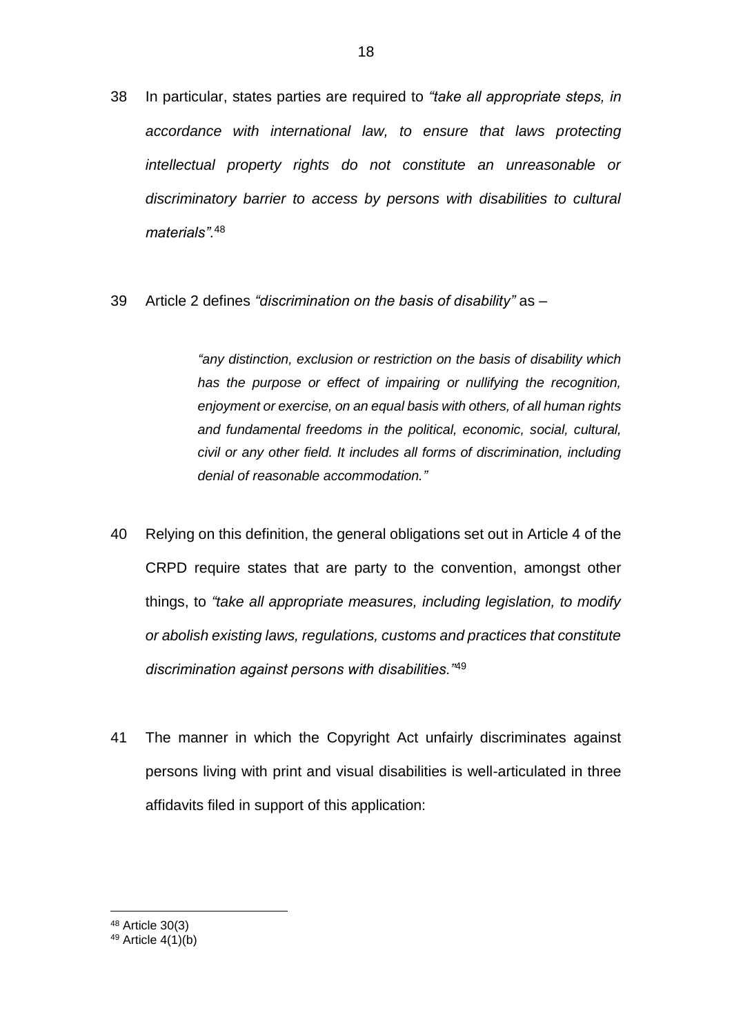38 In particular, states parties are required to *"take all appropriate steps, in accordance with international law, to ensure that laws protecting intellectual property rights do not constitute an unreasonable or discriminatory barrier to access by persons with disabilities to cultural materials".*[48]

39 Article 2 defines *"discrimination on the basis of disability"* as –

> *"any distinction, exclusion or restriction on the basis of disability which has the purpose or effect of impairing or nullifying the recognition, enjoyment or exercise, on an equal basis with others, of all human rights and fundamental freedoms in the political, economic, social, cultural, civil or any other field. It includes all forms of discrimination, including denial of reasonable accommodation."*

40 Relying on this definition, the general obligations set out in Article 4 of the CRPD require states that are party to the convention, amongst other things, to *"take all appropriate measures, including legislation, to modify or abolish existing laws, regulations, customs and practices that constitute discrimination against persons with disabilities."*[49]

41 The manner in which the Copyright Act unfairly discriminates against persons living with print and visual disabilities is well-articulated in three affidavits filed in support of this application:

---

[48] Article 30(3)

[49] Article 4(1)(b)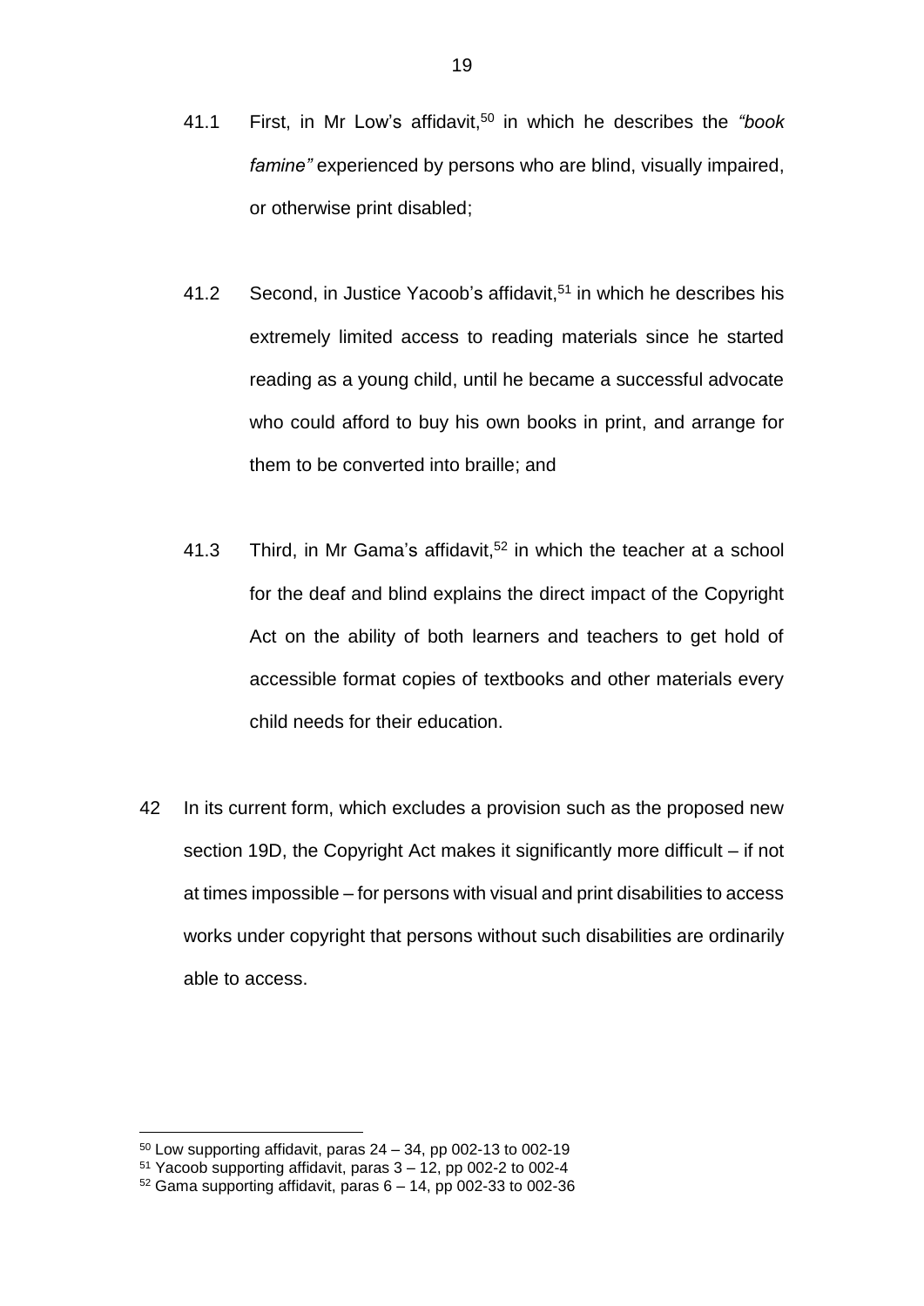41.1 First, in Mr Low's affidavit,[50] in which he describes the *"book famine"* experienced by persons who are blind, visually impaired, or otherwise print disabled;

41.2 Second, in Justice Yacoob's affidavit,[51] in which he describes his extremely limited access to reading materials since he started reading as a young child, until he became a successful advocate who could afford to buy his own books in print, and arrange for them to be converted into braille; and

41.3 Third, in Mr Gama's affidavit,[52] in which the teacher at a school for the deaf and blind explains the direct impact of the Copyright Act on the ability of both learners and teachers to get hold of accessible format copies of textbooks and other materials every child needs for their education.

42 In its current form, which excludes a provision such as the proposed new section 19D, the Copyright Act makes it significantly more difficult – if not at times impossible – for persons with visual and print disabilities to access works under copyright that persons without such disabilities are ordinarily able to access.

---

[50] Low supporting affidavit, paras 24 – 34, pp 002-13 to 002-19

[51] Yacoob supporting affidavit, paras 3 – 12, pp 002-2 to 002-4

[52] Gama supporting affidavit, paras 6 – 14, pp 002-33 to 002-36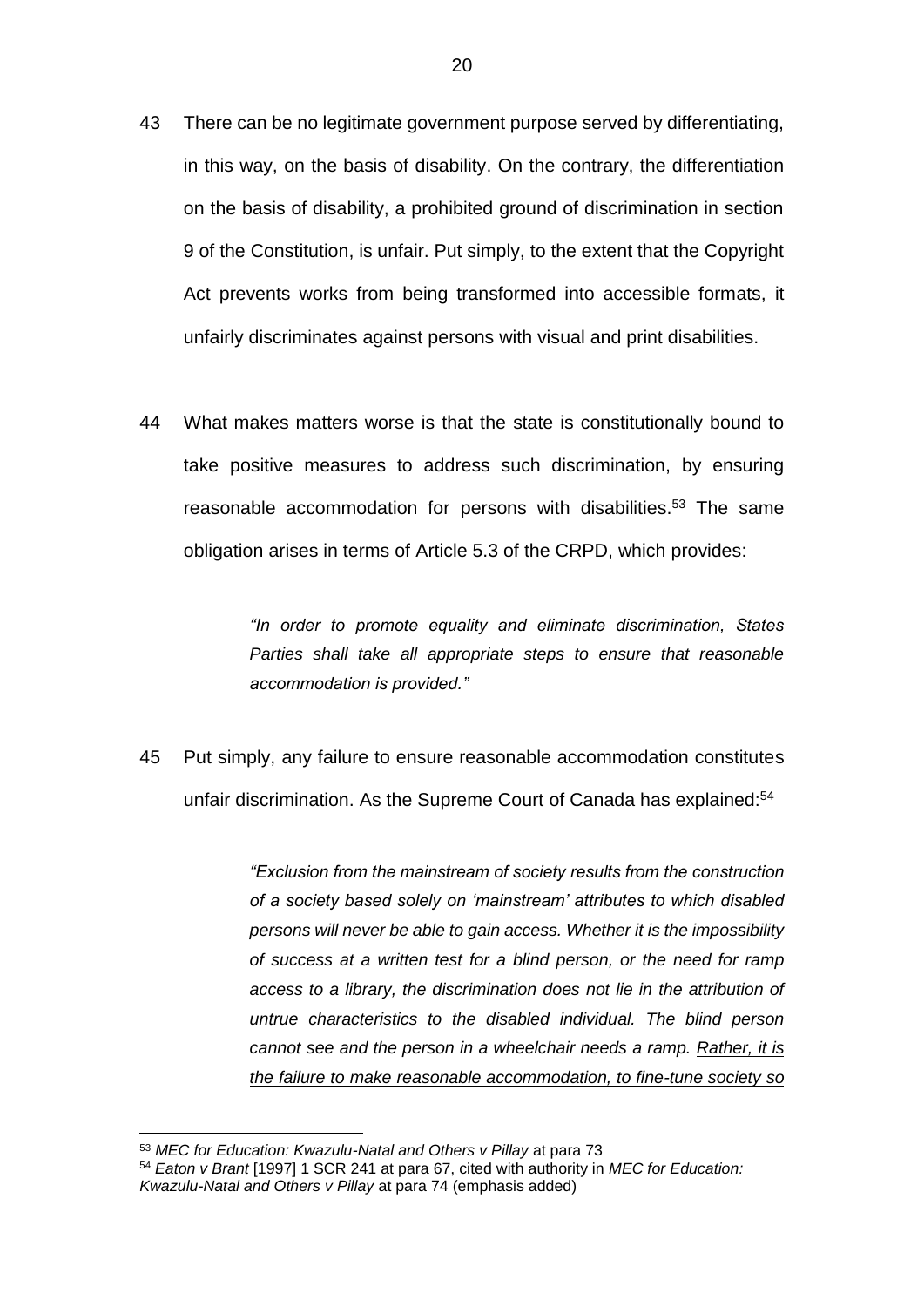43 There can be no legitimate government purpose served by differentiating, in this way, on the basis of disability. On the contrary, the differentiation on the basis of disability, a prohibited ground of discrimination in section 9 of the Constitution, is unfair. Put simply, to the extent that the Copyright Act prevents works from being transformed into accessible formats, it unfairly discriminates against persons with visual and print disabilities.

44 What makes matters worse is that the state is constitutionally bound to take positive measures to address such discrimination, by ensuring reasonable accommodation for persons with disabilities.[53] The same obligation arises in terms of Article 5.3 of the CRPD, which provides:

> *"In order to promote equality and eliminate discrimination, States Parties shall take all appropriate steps to ensure that reasonable accommodation is provided."*

45 Put simply, any failure to ensure reasonable accommodation constitutes unfair discrimination. As the Supreme Court of Canada has explained:[54]

> *"Exclusion from the mainstream of society results from the construction of a society based solely on 'mainstream' attributes to which disabled persons will never be able to gain access. Whether it is the impossibility of success at a written test for a blind person, or the need for ramp access to a library, the discrimination does not lie in the attribution of untrue characteristics to the disabled individual. The blind person cannot see and the person in a wheelchair needs a ramp. <u>Rather, it is the failure to make reasonable accommodation, to fine-tune society so</u>*

---

[53] *MEC for Education: Kwazulu-Natal and Others v Pillay* at para 73

[54] *Eaton v Brant* [1997] 1 SCR 241 at para 67, cited with authority in *MEC for Education: Kwazulu-Natal and Others v Pillay* at para 74 (emphasis added)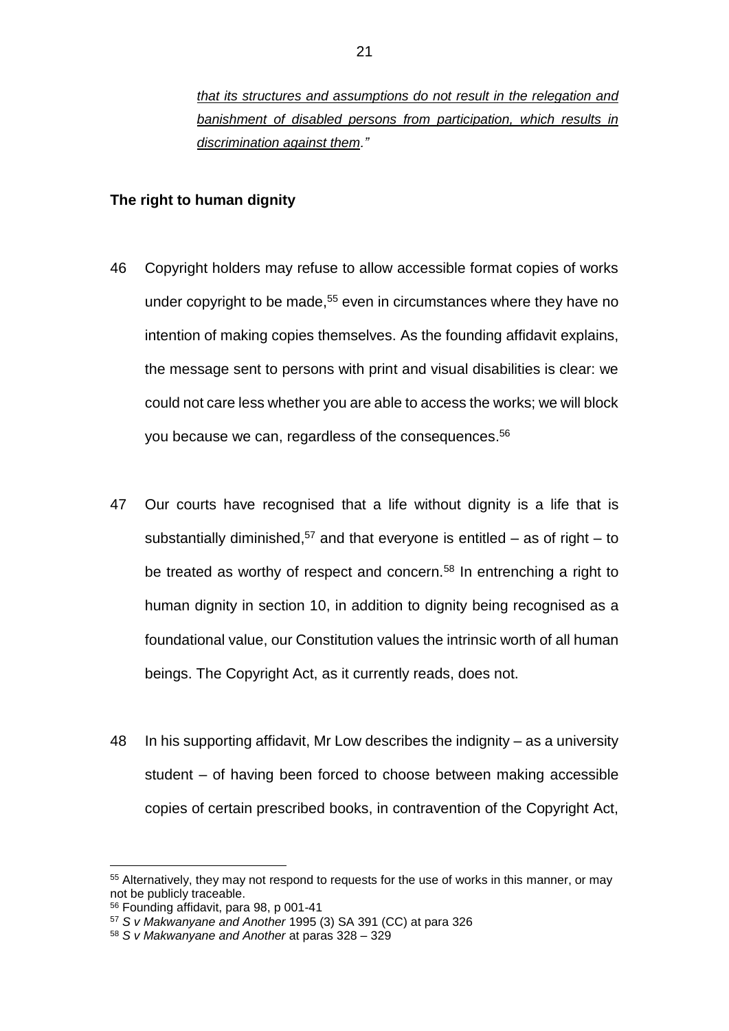*that its structures and assumptions do not result in the relegation and banishment of disabled persons from participation, which results in discrimination against them."*

**The right to human dignity**

46 Copyright holders may refuse to allow accessible format copies of works under copyright to be made,[55] even in circumstances where they have no intention of making copies themselves. As the founding affidavit explains, the message sent to persons with print and visual disabilities is clear: we could not care less whether you are able to access the works; we will block you because we can, regardless of the consequences.[56]

47 Our courts have recognised that a life without dignity is a life that is substantially diminished,[57] and that everyone is entitled – as of right – to be treated as worthy of respect and concern.[58] In entrenching a right to human dignity in section 10, in addition to dignity being recognised as a foundational value, our Constitution values the intrinsic worth of all human beings. The Copyright Act, as it currently reads, does not.

48 In his supporting affidavit, Mr Low describes the indignity – as a university student – of having been forced to choose between making accessible copies of certain prescribed books, in contravention of the Copyright Act,

---

[55] Alternatively, they may not respond to requests for the use of works in this manner, or may not be publicly traceable.

[56] Founding affidavit, para 98, p 001-41

[57] *S v Makwanyane and Another* 1995 (3) SA 391 (CC) at para 326

[58] *S v Makwanyane and Another* at paras 328 – 329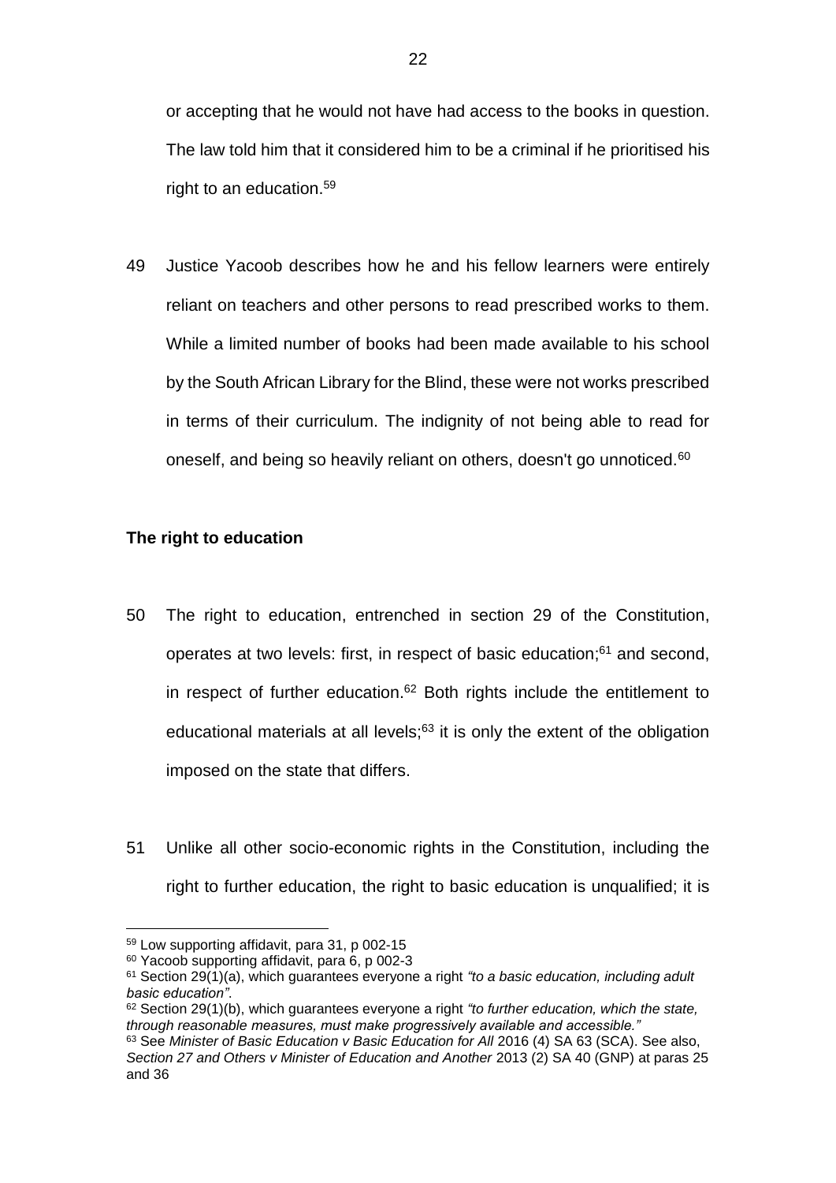or accepting that he would not have had access to the books in question. The law told him that it considered him to be a criminal if he prioritised his right to an education.[59]

49 Justice Yacoob describes how he and his fellow learners were entirely reliant on teachers and other persons to read prescribed works to them. While a limited number of books had been made available to his school by the South African Library for the Blind, these were not works prescribed in terms of their curriculum. The indignity of not being able to read for oneself, and being so heavily reliant on others, doesn't go unnoticed.[60]

**The right to education**

50 The right to education, entrenched in section 29 of the Constitution, operates at two levels: first, in respect of basic education;[61] and second, in respect of further education.[62] Both rights include the entitlement to educational materials at all levels;[63] it is only the extent of the obligation imposed on the state that differs.

51 Unlike all other socio-economic rights in the Constitution, including the right to further education, the right to basic education is unqualified; it is

---

[59] Low supporting affidavit, para 31, p 002-15

[60] Yacoob supporting affidavit, para 6, p 002-3

[61] Section 29(1)(a), which guarantees everyone a right *"to a basic education, including adult basic education"*.

[62] Section 29(1)(b), which guarantees everyone a right *"to further education, which the state, through reasonable measures, must make progressively available and accessible."*

[63] See *Minister of Basic Education v Basic Education for All* 2016 (4) SA 63 (SCA). See also, *Section 27 and Others v Minister of Education and Another* 2013 (2) SA 40 (GNP) at paras 25 and 36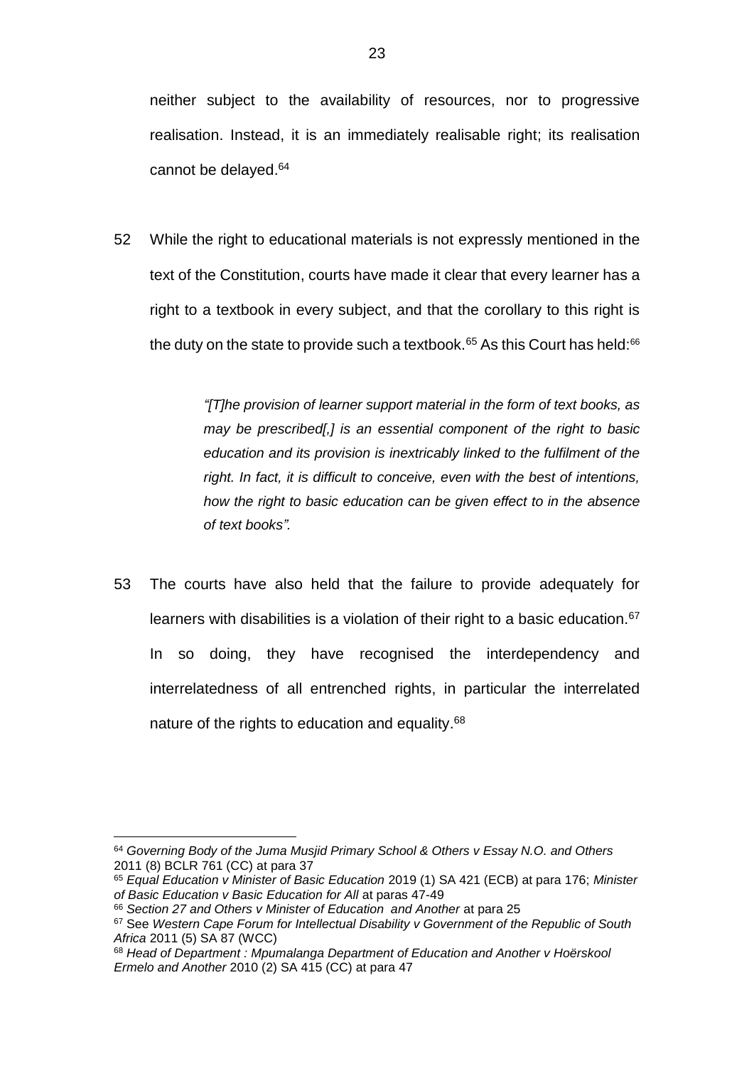neither subject to the availability of resources, nor to progressive realisation. Instead, it is an immediately realisable right; its realisation cannot be delayed.[64]

52 While the right to educational materials is not expressly mentioned in the text of the Constitution, courts have made it clear that every learner has a right to a textbook in every subject, and that the corollary to this right is the duty on the state to provide such a textbook.[65] As this Court has held:[66]

> *"[T]he provision of learner support material in the form of text books, as may be prescribed[,] is an essential component of the right to basic education and its provision is inextricably linked to the fulfilment of the right. In fact, it is difficult to conceive, even with the best of intentions, how the right to basic education can be given effect to in the absence of text books".*

53 The courts have also held that the failure to provide adequately for learners with disabilities is a violation of their right to a basic education.[67] In so doing, they have recognised the interdependency and interrelatedness of all entrenched rights, in particular the interrelated nature of the rights to education and equality.[68]

---

[64] *Governing Body of the Juma Musjid Primary School & Others v Essay N.O. and Others* 2011 (8) BCLR 761 (CC) at para 37

[65] *Equal Education v Minister of Basic Education* 2019 (1) SA 421 (ECB) at para 176; *Minister of Basic Education v Basic Education for All* at paras 47-49

[66] *Section 27 and Others v Minister of Education and Another* at para 25

[67] See *Western Cape Forum for Intellectual Disability v Government of the Republic of South Africa* 2011 (5) SA 87 (WCC)

[68] *Head of Department : Mpumalanga Department of Education and Another v Hoërskool Ermelo and Another* 2010 (2) SA 415 (CC) at para 47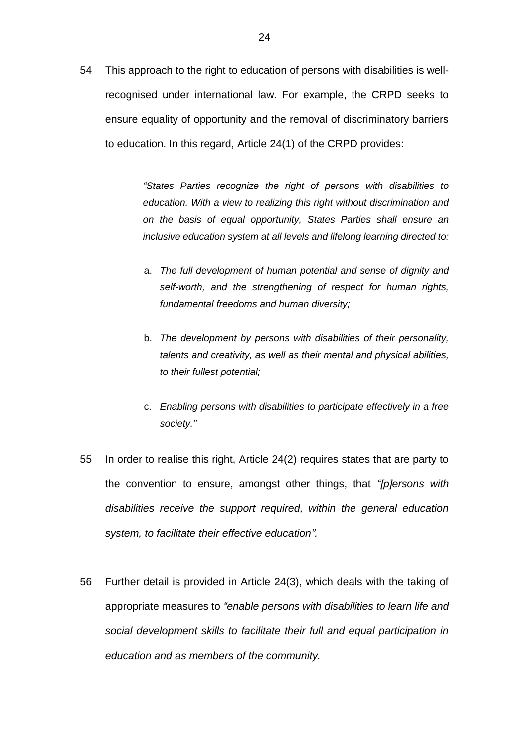54 This approach to the right to education of persons with disabilities is well-recognised under international law. For example, the CRPD seeks to ensure equality of opportunity and the removal of discriminatory barriers to education. In this regard, Article 24(1) of the CRPD provides:

> *"States Parties recognize the right of persons with disabilities to education. With a view to realizing this right without discrimination and on the basis of equal opportunity, States Parties shall ensure an inclusive education system at all levels and lifelong learning directed to:*
>
> a. *The full development of human potential and sense of dignity and self-worth, and the strengthening of respect for human rights, fundamental freedoms and human diversity;*
>
> b. *The development by persons with disabilities of their personality, talents and creativity, as well as their mental and physical abilities, to their fullest potential;*
>
> c. *Enabling persons with disabilities to participate effectively in a free society."*

55 In order to realise this right, Article 24(2) requires states that are party to the convention to ensure, amongst other things, that *"[p]ersons with disabilities receive the support required, within the general education system, to facilitate their effective education".*

56 Further detail is provided in Article 24(3), which deals with the taking of appropriate measures to *"enable persons with disabilities to learn life and social development skills to facilitate their full and equal participation in education and as members of the community.*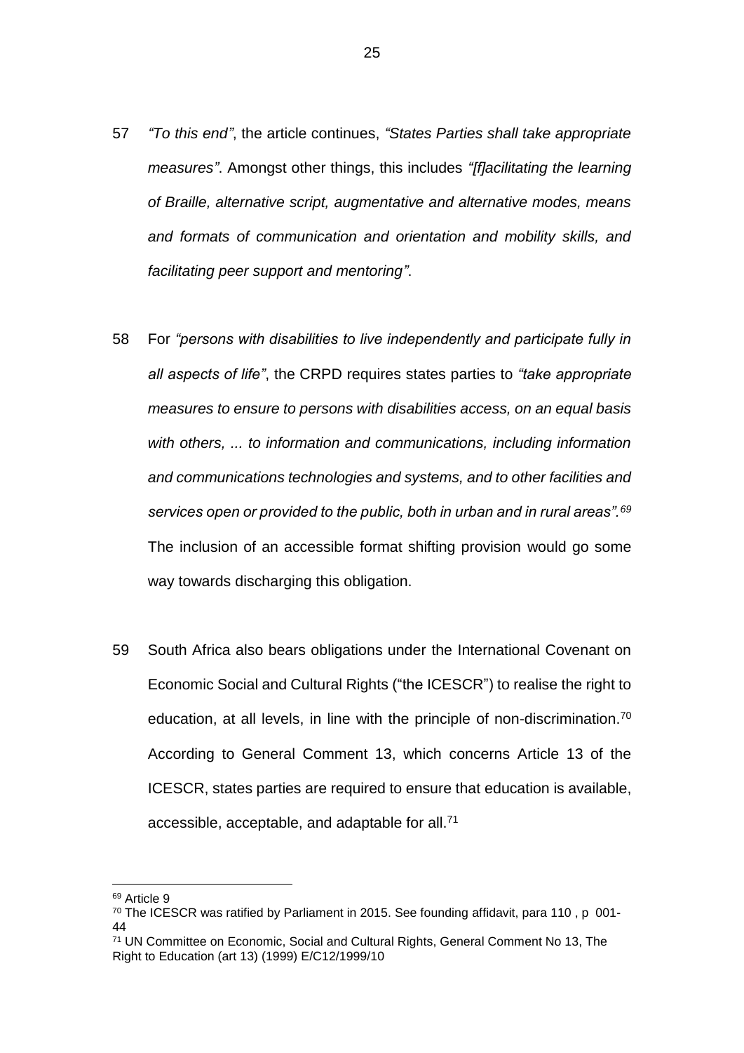57 *"To this end"*, the article continues, *"States Parties shall take appropriate measures"*. Amongst other things, this includes *"[f]acilitating the learning of Braille, alternative script, augmentative and alternative modes, means and formats of communication and orientation and mobility skills, and facilitating peer support and mentoring"*.

58 For *"persons with disabilities to live independently and participate fully in all aspects of life"*, the CRPD requires states parties to *"take appropriate measures to ensure to persons with disabilities access, on an equal basis with others, ... to information and communications, including information and communications technologies and systems, and to other facilities and services open or provided to the public, both in urban and in rural areas".*[69] The inclusion of an accessible format shifting provision would go some way towards discharging this obligation.

59 South Africa also bears obligations under the International Covenant on Economic Social and Cultural Rights ("the ICESCR") to realise the right to education, at all levels, in line with the principle of non-discrimination.[70] According to General Comment 13, which concerns Article 13 of the ICESCR, states parties are required to ensure that education is available, accessible, acceptable, and adaptable for all.[71]

---

[69] Article 9

[70] The ICESCR was ratified by Parliament in 2015. See founding affidavit, para 110 , p 001-44

[71] UN Committee on Economic, Social and Cultural Rights, General Comment No 13, The Right to Education (art 13) (1999) E/C12/1999/10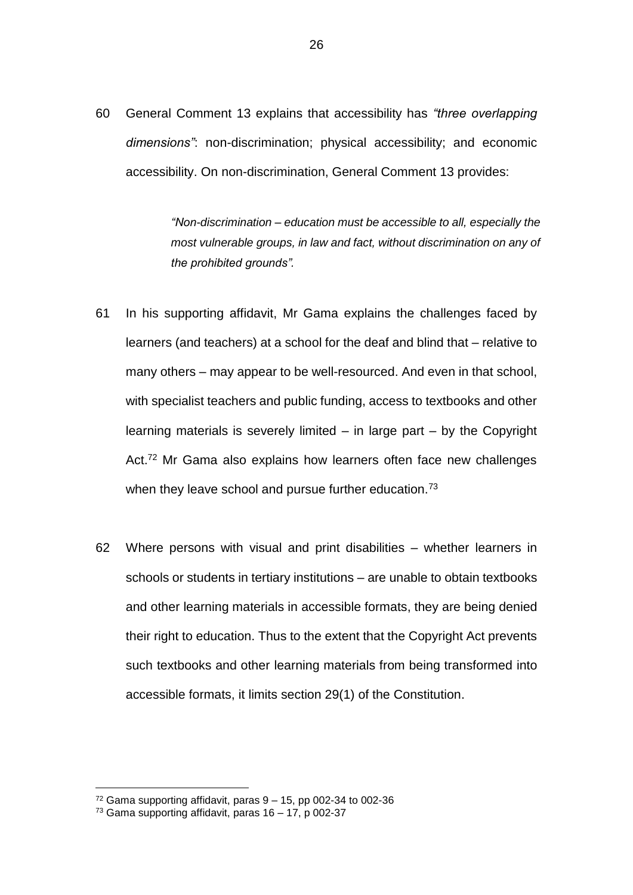60 General Comment 13 explains that accessibility has *"three overlapping dimensions"*: non-discrimination; physical accessibility; and economic accessibility. On non-discrimination, General Comment 13 provides:

> *"Non-discrimination – education must be accessible to all, especially the most vulnerable groups, in law and fact, without discrimination on any of the prohibited grounds".*

61 In his supporting affidavit, Mr Gama explains the challenges faced by learners (and teachers) at a school for the deaf and blind that – relative to many others – may appear to be well-resourced. And even in that school, with specialist teachers and public funding, access to textbooks and other learning materials is severely limited – in large part – by the Copyright Act.[72] Mr Gama also explains how learners often face new challenges when they leave school and pursue further education.[73]

62 Where persons with visual and print disabilities – whether learners in schools or students in tertiary institutions – are unable to obtain textbooks and other learning materials in accessible formats, they are being denied their right to education. Thus to the extent that the Copyright Act prevents such textbooks and other learning materials from being transformed into accessible formats, it limits section 29(1) of the Constitution.

---

[72] Gama supporting affidavit, paras 9 – 15, pp 002-34 to 002-36

[73] Gama supporting affidavit, paras 16 – 17, p 002-37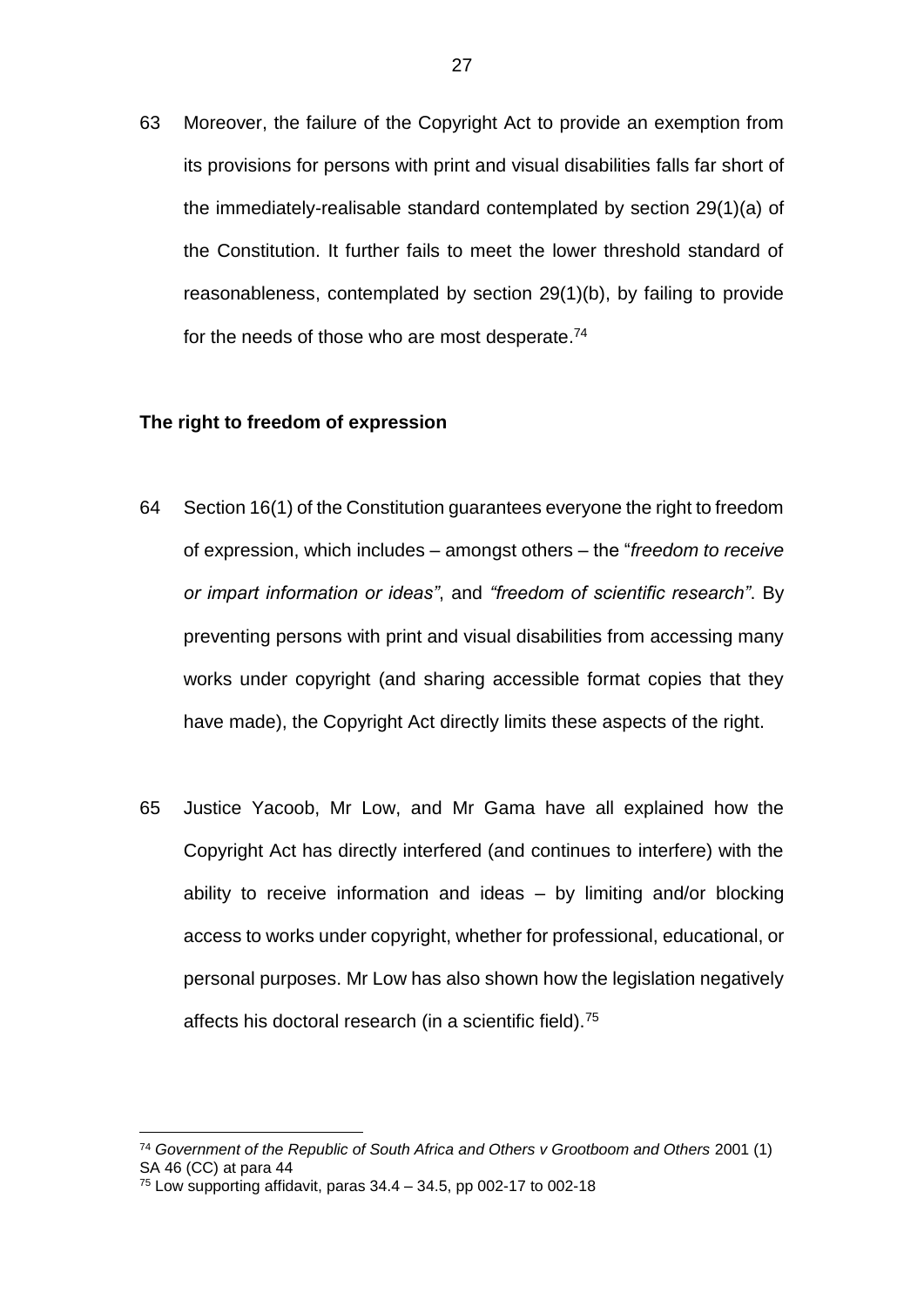63 Moreover, the failure of the Copyright Act to provide an exemption from its provisions for persons with print and visual disabilities falls far short of the immediately-realisable standard contemplated by section 29(1)(a) of the Constitution. It further fails to meet the lower threshold standard of reasonableness, contemplated by section 29(1)(b), by failing to provide for the needs of those who are most desperate.[74]

**The right to freedom of expression**

64 Section 16(1) of the Constitution guarantees everyone the right to freedom of expression, which includes – amongst others – the "*freedom to receive or impart information or ideas"*, and *"freedom of scientific research"*. By preventing persons with print and visual disabilities from accessing many works under copyright (and sharing accessible format copies that they have made), the Copyright Act directly limits these aspects of the right.

65 Justice Yacoob, Mr Low, and Mr Gama have all explained how the Copyright Act has directly interfered (and continues to interfere) with the ability to receive information and ideas – by limiting and/or blocking access to works under copyright, whether for professional, educational, or personal purposes. Mr Low has also shown how the legislation negatively affects his doctoral research (in a scientific field).[75]

---

[74] *Government of the Republic of South Africa and Others v Grootboom and Others* 2001 (1) SA 46 (CC) at para 44

[75] Low supporting affidavit, paras 34.4 – 34.5, pp 002-17 to 002-18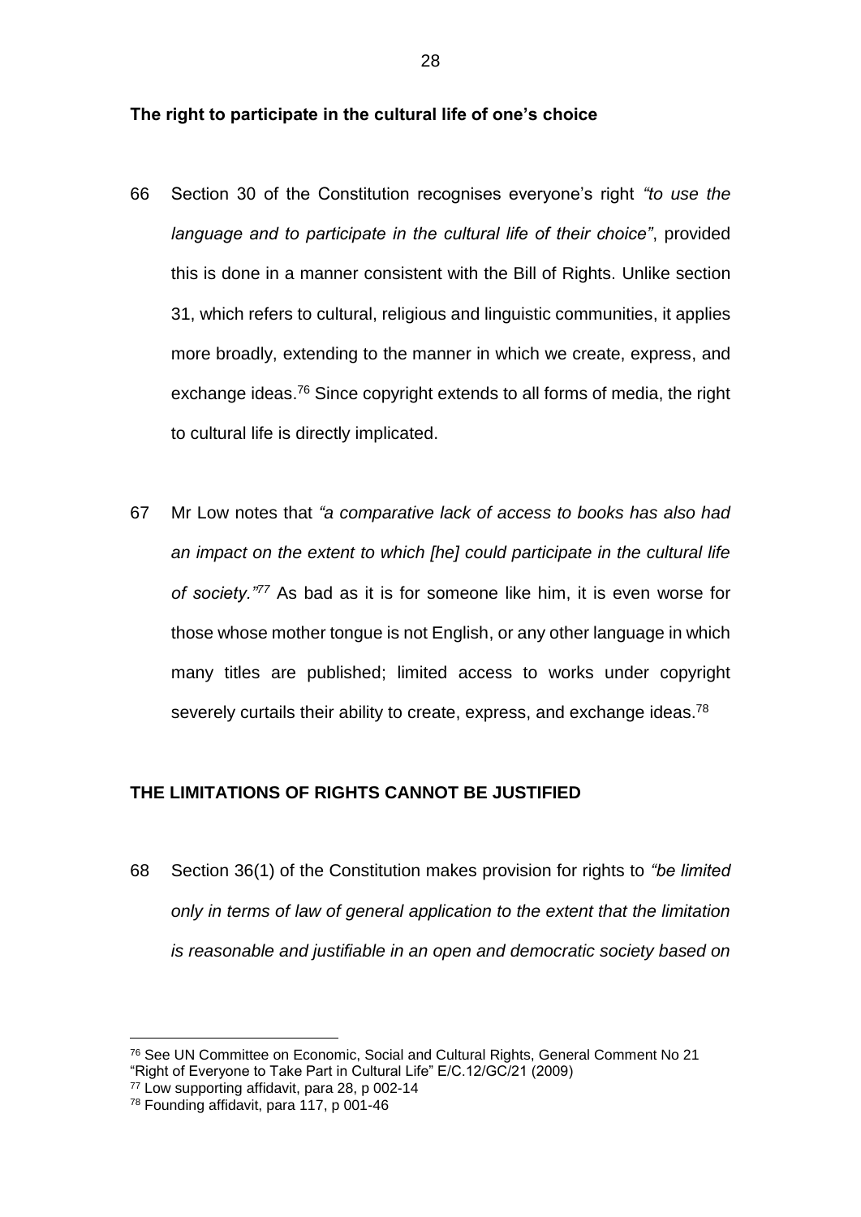**The right to participate in the cultural life of one's choice**

66 Section 30 of the Constitution recognises everyone's right *"to use the language and to participate in the cultural life of their choice"*, provided this is done in a manner consistent with the Bill of Rights. Unlike section 31, which refers to cultural, religious and linguistic communities, it applies more broadly, extending to the manner in which we create, express, and exchange ideas.[76] Since copyright extends to all forms of media, the right to cultural life is directly implicated.

67 Mr Low notes that *"a comparative lack of access to books has also had an impact on the extent to which [he] could participate in the cultural life of society."*[77] As bad as it is for someone like him, it is even worse for those whose mother tongue is not English, or any other language in which many titles are published; limited access to works under copyright severely curtails their ability to create, express, and exchange ideas.[78]

## THE LIMITATIONS OF RIGHTS CANNOT BE JUSTIFIED

68 Section 36(1) of the Constitution makes provision for rights to *"be limited only in terms of law of general application to the extent that the limitation is reasonable and justifiable in an open and democratic society based on*

---

[76] See UN Committee on Economic, Social and Cultural Rights, General Comment No 21 "Right of Everyone to Take Part in Cultural Life" E/C.12/GC/21 (2009)

[77] Low supporting affidavit, para 28, p 002-14

[78] Founding affidavit, para 117, p 001-46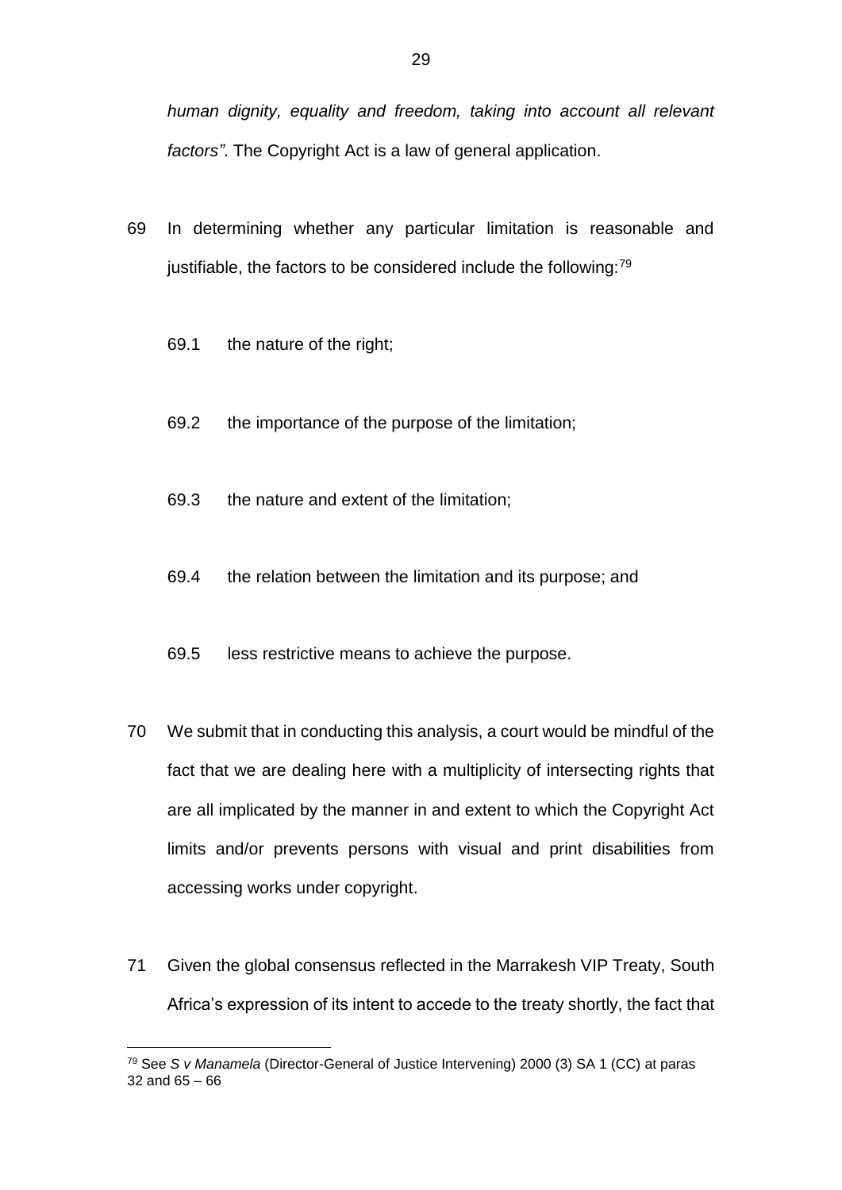*human dignity, equality and freedom, taking into account all relevant factors"*. The Copyright Act is a law of general application.

69 In determining whether any particular limitation is reasonable and justifiable, the factors to be considered include the following:[79]

69.1 the nature of the right;

69.2 the importance of the purpose of the limitation;

69.3 the nature and extent of the limitation;

69.4 the relation between the limitation and its purpose; and

69.5 less restrictive means to achieve the purpose.

70 We submit that in conducting this analysis, a court would be mindful of the fact that we are dealing here with a multiplicity of intersecting rights that are all implicated by the manner in and extent to which the Copyright Act limits and/or prevents persons with visual and print disabilities from accessing works under copyright.

71 Given the global consensus reflected in the Marrakesh VIP Treaty, South Africa's expression of its intent to accede to the treaty shortly, the fact that

---

[79] See *S v Manamela* (Director-General of Justice Intervening) 2000 (3) SA 1 (CC) at paras 32 and 65 – 66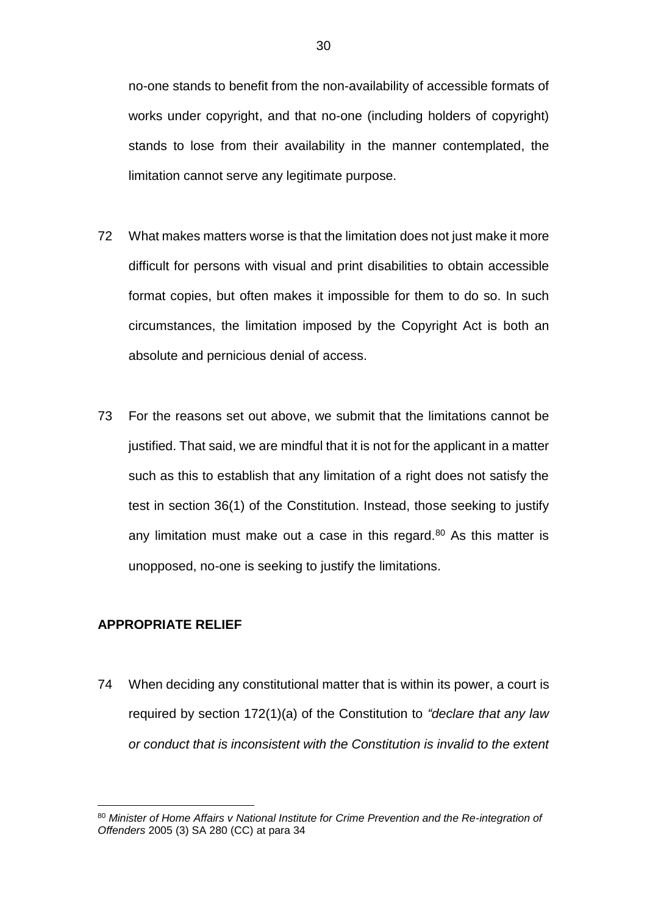no-one stands to benefit from the non-availability of accessible formats of works under copyright, and that no-one (including holders of copyright) stands to lose from their availability in the manner contemplated, the limitation cannot serve any legitimate purpose.

72 What makes matters worse is that the limitation does not just make it more difficult for persons with visual and print disabilities to obtain accessible format copies, but often makes it impossible for them to do so. In such circumstances, the limitation imposed by the Copyright Act is both an absolute and pernicious denial of access.

73 For the reasons set out above, we submit that the limitations cannot be justified. That said, we are mindful that it is not for the applicant in a matter such as this to establish that any limitation of a right does not satisfy the test in section 36(1) of the Constitution. Instead, those seeking to justify any limitation must make out a case in this regard.[80] As this matter is unopposed, no-one is seeking to justify the limitations.

## APPROPRIATE RELIEF

74 When deciding any constitutional matter that is within its power, a court is required by section 172(1)(a) of the Constitution to *"declare that any law or conduct that is inconsistent with the Constitution is invalid to the extent*

---

[80] *Minister of Home Affairs v National Institute for Crime Prevention and the Re-integration of Offenders* 2005 (3) SA 280 (CC) at para 34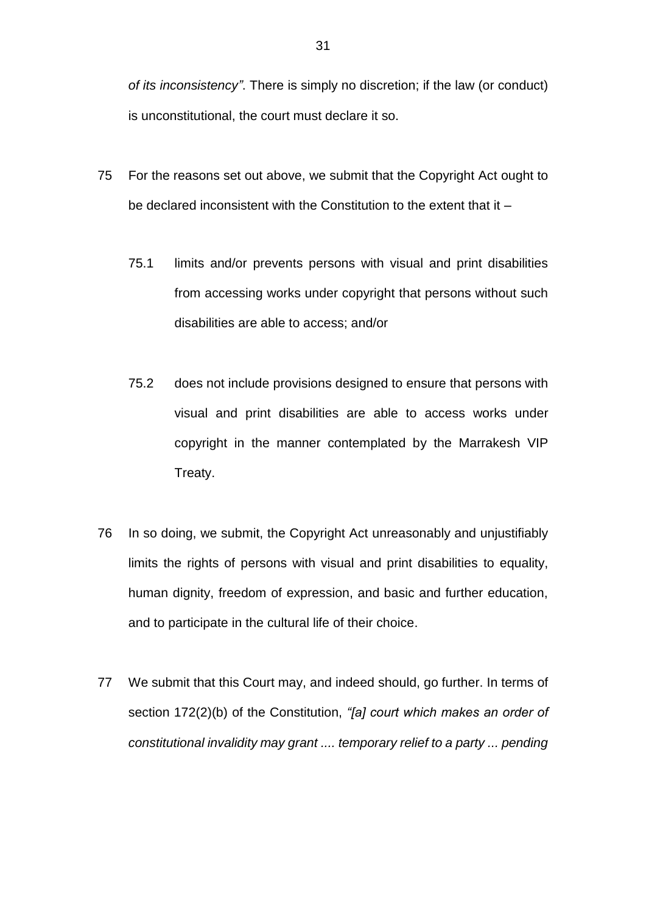*of its inconsistency"*. There is simply no discretion; if the law (or conduct) is unconstitutional, the court must declare it so.

75 For the reasons set out above, we submit that the Copyright Act ought to be declared inconsistent with the Constitution to the extent that it –

75.1 limits and/or prevents persons with visual and print disabilities from accessing works under copyright that persons without such disabilities are able to access; and/or

75.2 does not include provisions designed to ensure that persons with visual and print disabilities are able to access works under copyright in the manner contemplated by the Marrakesh VIP Treaty.

76 In so doing, we submit, the Copyright Act unreasonably and unjustifiably limits the rights of persons with visual and print disabilities to equality, human dignity, freedom of expression, and basic and further education, and to participate in the cultural life of their choice.

77 We submit that this Court may, and indeed should, go further. In terms of section 172(2)(b) of the Constitution, *"[a] court which makes an order of constitutional invalidity may grant .... temporary relief to a party ... pending*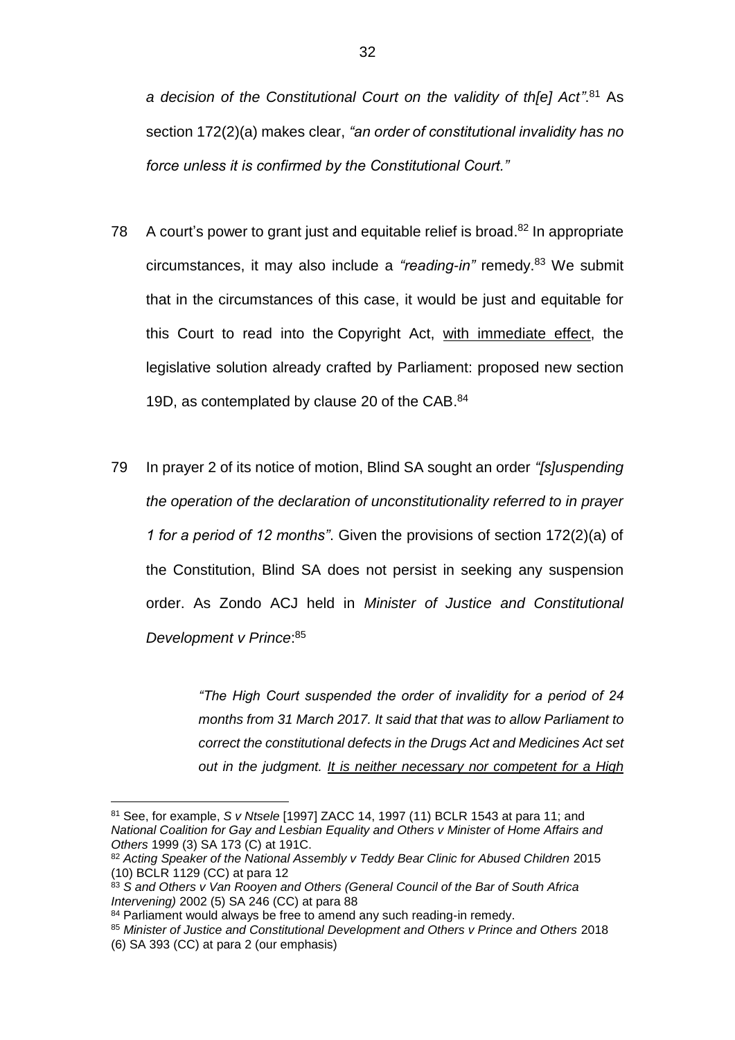*a decision of the Constitutional Court on the validity of th[e] Act"*.[81] As section 172(2)(a) makes clear, *"an order of constitutional invalidity has no force unless it is confirmed by the Constitutional Court."*

78 A court's power to grant just and equitable relief is broad.[82] In appropriate circumstances, it may also include a *"reading-in"* remedy.[83] We submit that in the circumstances of this case, it would be just and equitable for this Court to read into the Copyright Act, <u>with immediate effect</u>, the legislative solution already crafted by Parliament: proposed new section 19D, as contemplated by clause 20 of the CAB.[84]

79 In prayer 2 of its notice of motion, Blind SA sought an order *"[s]uspending the operation of the declaration of unconstitutionality referred to in prayer 1 for a period of 12 months"*. Given the provisions of section 172(2)(a) of the Constitution, Blind SA does not persist in seeking any suspension order. As Zondo ACJ held in *Minister of Justice and Constitutional Development v Prince*:[85]

> *"The High Court suspended the order of invalidity for a period of 24 months from 31 March 2017. It said that that was to allow Parliament to correct the constitutional defects in the Drugs Act and Medicines Act set out in the judgment. <u>It is neither necessary nor competent for a High</u>*

---

[81] See, for example, *S v Ntsele* [1997] ZACC 14, 1997 (11) BCLR 1543 at para 11; and *National Coalition for Gay and Lesbian Equality and Others v Minister of Home Affairs and Others* 1999 (3) SA 173 (C) at 191C.

[82] *Acting Speaker of the National Assembly v Teddy Bear Clinic for Abused Children* 2015 (10) BCLR 1129 (CC) at para 12

[83] *S and Others v Van Rooyen and Others (General Council of the Bar of South Africa Intervening)* 2002 (5) SA 246 (CC) at para 88

[84] Parliament would always be free to amend any such reading-in remedy.

[85] *Minister of Justice and Constitutional Development and Others v Prince and Others* 2018 (6) SA 393 (CC) at para 2 (our emphasis)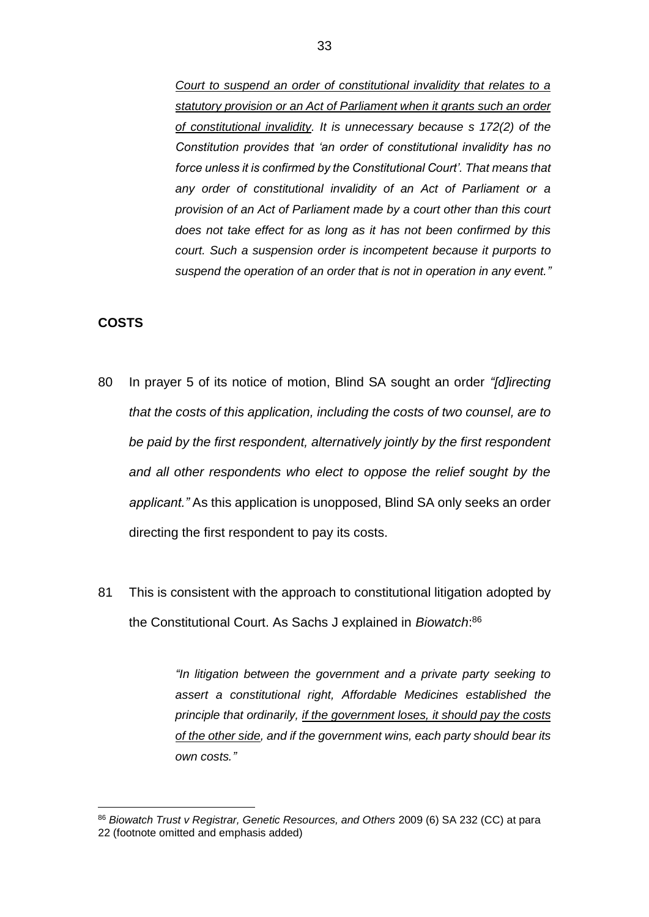> *<u>Court to suspend an order of constitutional invalidity that relates to a statutory provision or an Act of Parliament when it grants such an order of constitutional invalidity</u>. It is unnecessary because s 172(2) of the Constitution provides that 'an order of constitutional invalidity has no force unless it is confirmed by the Constitutional Court'. That means that any order of constitutional invalidity of an Act of Parliament or a provision of an Act of Parliament made by a court other than this court does not take effect for as long as it has not been confirmed by this court. Such a suspension order is incompetent because it purports to suspend the operation of an order that is not in operation in any event."*

**COSTS**

80 In prayer 5 of its notice of motion, Blind SA sought an order *"[d]irecting that the costs of this application, including the costs of two counsel, are to be paid by the first respondent, alternatively jointly by the first respondent and all other respondents who elect to oppose the relief sought by the applicant."* As this application is unopposed, Blind SA only seeks an order directing the first respondent to pay its costs.

81 This is consistent with the approach to constitutional litigation adopted by the Constitutional Court. As Sachs J explained in *Biowatch*:[86]

> *"In litigation between the government and a private party seeking to assert a constitutional right, Affordable Medicines established the principle that ordinarily, <u>if the government loses, it should pay the costs of the other side</u>, and if the government wins, each party should bear its own costs."*

---

[86] *Biowatch Trust v Registrar, Genetic Resources, and Others* 2009 (6) SA 232 (CC) at para 22 (footnote omitted and emphasis added)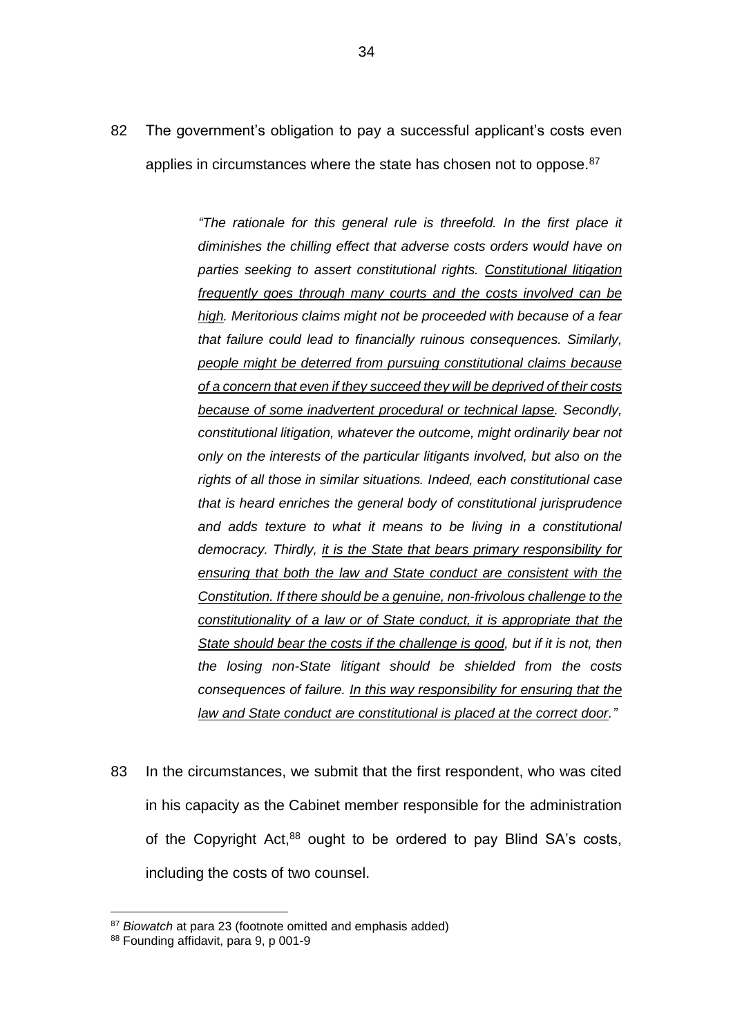82 The government's obligation to pay a successful applicant's costs even applies in circumstances where the state has chosen not to oppose.[87]

> *"The rationale for this general rule is threefold. In the first place it diminishes the chilling effect that adverse costs orders would have on parties seeking to assert constitutional rights. <u>Constitutional litigation frequently goes through many courts and the costs involved can be high</u>. Meritorious claims might not be proceeded with because of a fear that failure could lead to financially ruinous consequences. Similarly, <u>people might be deterred from pursuing constitutional claims because of a concern that even if they succeed they will be deprived of their costs because of some inadvertent procedural or technical lapse</u>. Secondly, constitutional litigation, whatever the outcome, might ordinarily bear not only on the interests of the particular litigants involved, but also on the rights of all those in similar situations. Indeed, each constitutional case that is heard enriches the general body of constitutional jurisprudence and adds texture to what it means to be living in a constitutional democracy. Thirdly, <u>it is the State that bears primary responsibility for ensuring that both the law and State conduct are consistent with the Constitution. If there should be a genuine, non-frivolous challenge to the constitutionality of a law or of State conduct, it is appropriate that the State should bear the costs if the challenge is good</u>, but if it is not, then the losing non-State litigant should be shielded from the costs consequences of failure. <u>In this way responsibility for ensuring that the law and State conduct are constitutional is placed at the correct door</u>."*

83 In the circumstances, we submit that the first respondent, who was cited in his capacity as the Cabinet member responsible for the administration of the Copyright Act,[88] ought to be ordered to pay Blind SA's costs, including the costs of two counsel.

---

[87] *Biowatch* at para 23 (footnote omitted and emphasis added)

[88] Founding affidavit, para 9, p 001-9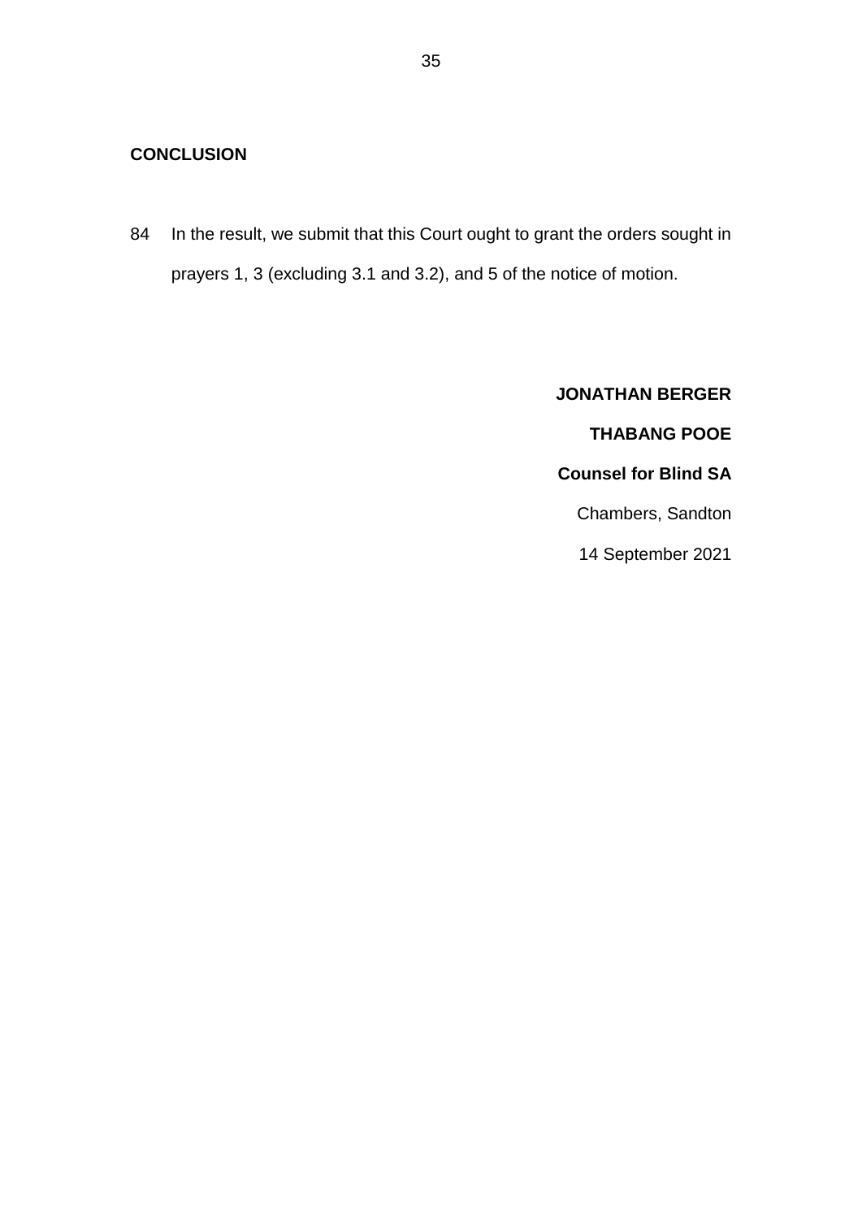**CONCLUSION**

84 In the result, we submit that this Court ought to grant the orders sought in prayers 1, 3 (excluding 3.1 and 3.2), and 5 of the notice of motion.

**JONATHAN BERGER**

**THABANG POOE**

**Counsel for Blind SA**

Chambers, Sandton

14 September 2021